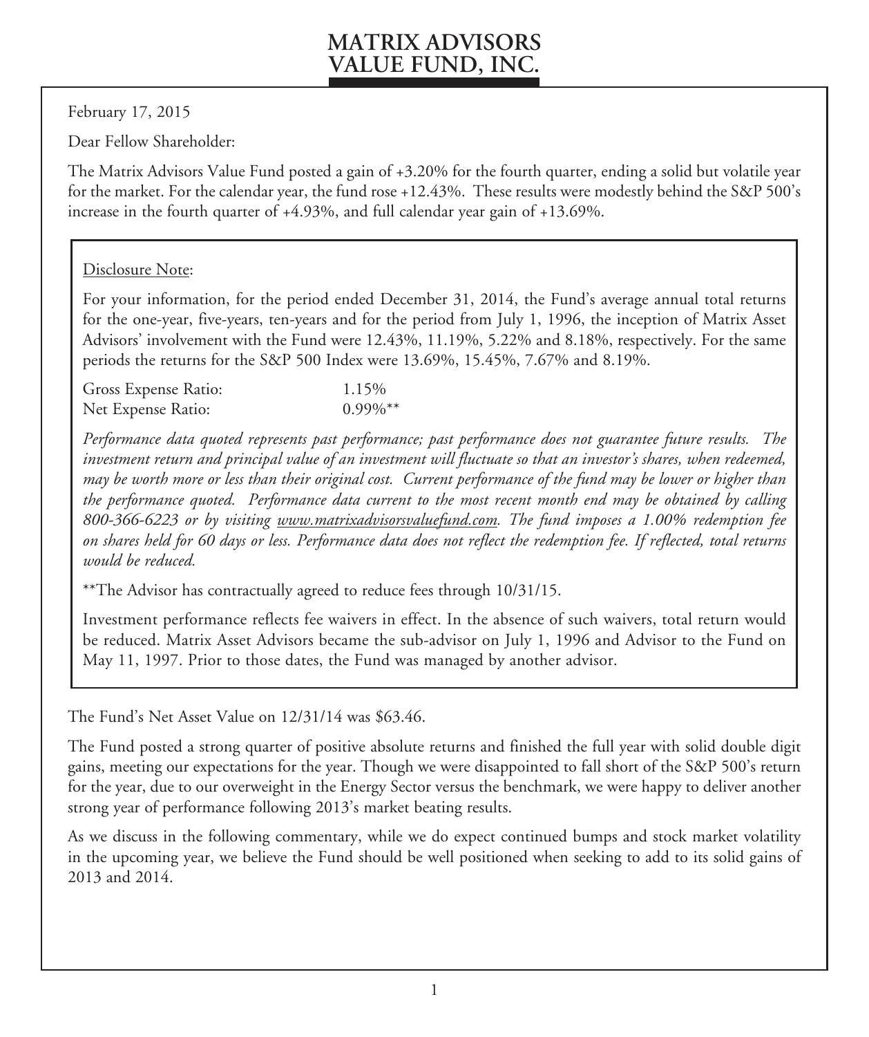# MATRIX ADVISORS VALUE FUND, INC.

February 17, 2015

Dear Fellow Shareholder:

The Matrix Advisors Value Fund posted a gain of +3.20% for the fourth quarter, ending a solid but volatile year for the market. For the calendar year, the fund rose +12.43%. These results were modestly behind the S&P 500's increase in the fourth quarter of +4.93%, and full calendar year gain of +13.69%.

Disclosure Note:

For your information, for the period ended December 31, 2014, the Fund's average annual total returns for the one-year, five-years, ten-years and for the period from July 1, 1996, the inception of Matrix Asset Advisors' involvement with the Fund were 12.43%, 11.19%, 5.22% and 8.18%, respectively. For the same periods the returns for the S&P 500 Index were 13.69%, 15.45%, 7.67% and 8.19%.

| | |
|---|---|
| Gross Expense Ratio: | 1.15% |
| Net Expense Ratio: | 0.99%** |

*Performance data quoted represents past performance; past performance does not guarantee future results. The investment return and principal value of an investment will fluctuate so that an investor's shares, when redeemed, may be worth more or less than their original cost. Current performance of the fund may be lower or higher than the performance quoted. Performance data current to the most recent month end may be obtained by calling 800-366-6223 or by visiting www.matrixadvisorsvaluefund.com. The fund imposes a 1.00% redemption fee on shares held for 60 days or less. Performance data does not reflect the redemption fee. If reflected, total returns would be reduced.*

**The Advisor has contractually agreed to reduce fees through 10/31/15.

Investment performance reflects fee waivers in effect. In the absence of such waivers, total return would be reduced. Matrix Asset Advisors became the sub-advisor on July 1, 1996 and Advisor to the Fund on May 11, 1997. Prior to those dates, the Fund was managed by another advisor.

The Fund's Net Asset Value on 12/31/14 was $63.46.

The Fund posted a strong quarter of positive absolute returns and finished the full year with solid double digit gains, meeting our expectations for the year. Though we were disappointed to fall short of the S&P 500's return for the year, due to our overweight in the Energy Sector versus the benchmark, we were happy to deliver another strong year of performance following 2013's market beating results.

As we discuss in the following commentary, while we do expect continued bumps and stock market volatility in the upcoming year, we believe the Fund should be well positioned when seeking to add to its solid gains of 2013 and 2014.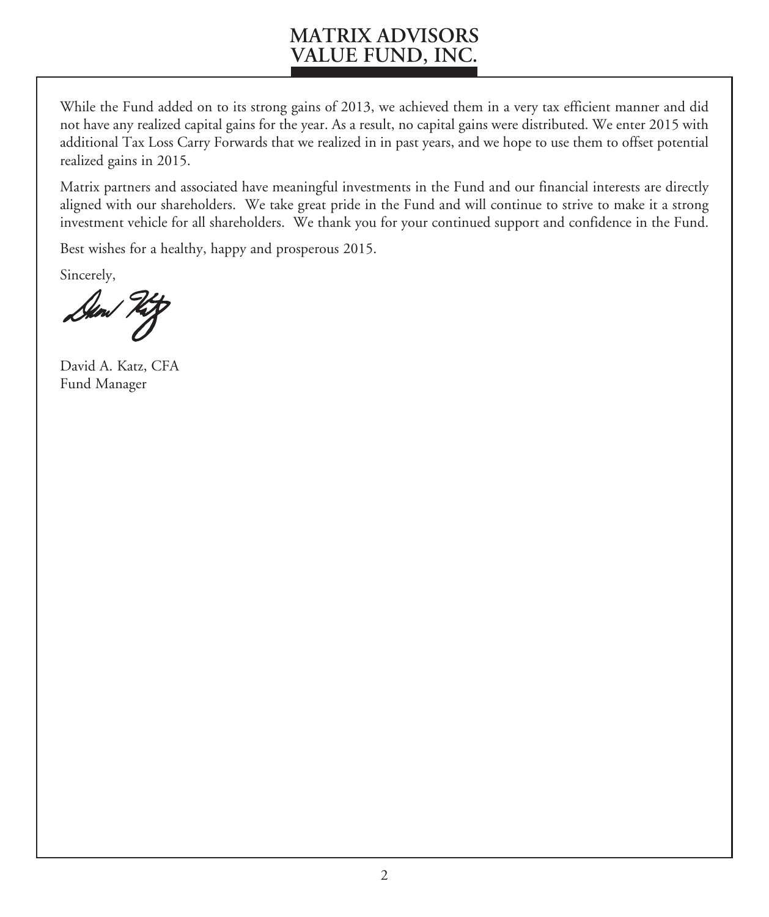While the Fund added on to its strong gains of 2013, we achieved them in a very tax efficient manner and did not have any realized capital gains for the year. As a result, no capital gains were distributed. We enter 2015 with additional Tax Loss Carry Forwards that we realized in in past years, and we hope to use them to offset potential realized gains in 2015.

Matrix partners and associated have meaningful investments in the Fund and our financial interests are directly aligned with our shareholders. We take great pride in the Fund and will continue to strive to make it a strong investment vehicle for all shareholders. We thank you for your continued support and confidence in the Fund.

Best wishes for a healthy, happy and prosperous 2015.

Sincerely,

David A. Katz, CFA
Fund Manager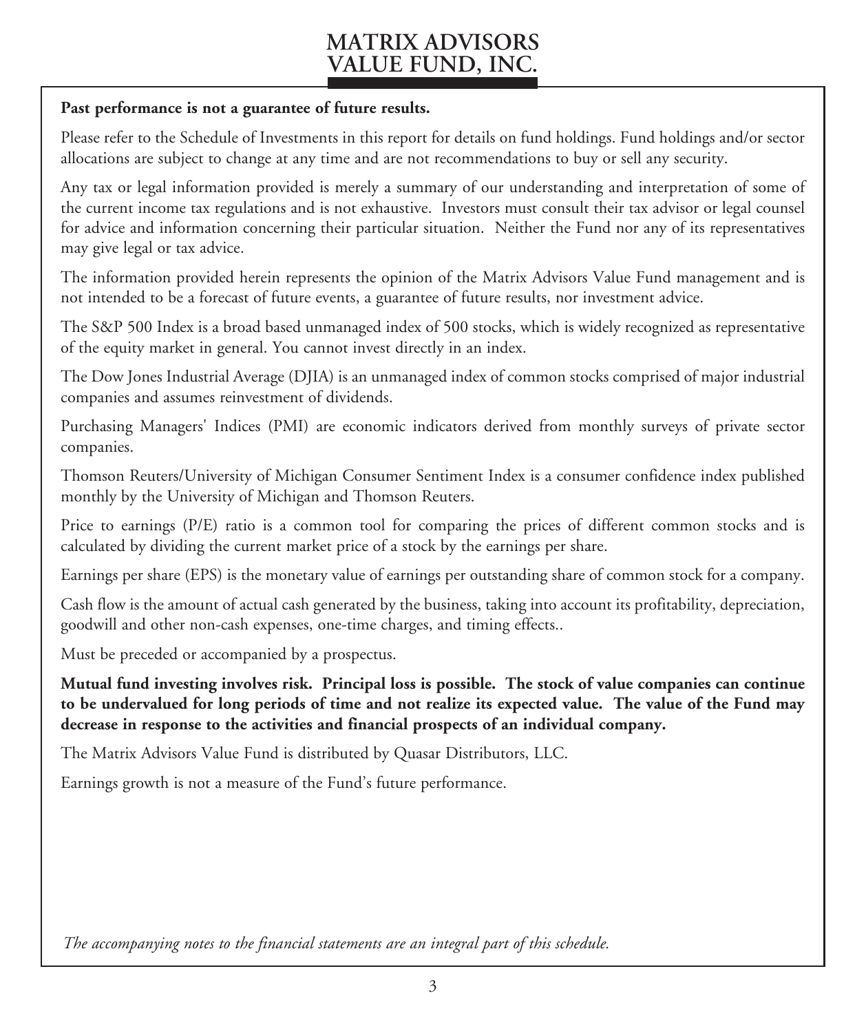**Past performance is not a guarantee of future results.**

Please refer to the Schedule of Investments in this report for details on fund holdings. Fund holdings and/or sector allocations are subject to change at any time and are not recommendations to buy or sell any security.

Any tax or legal information provided is merely a summary of our understanding and interpretation of some of the current income tax regulations and is not exhaustive. Investors must consult their tax advisor or legal counsel for advice and information concerning their particular situation. Neither the Fund nor any of its representatives may give legal or tax advice.

The information provided herein represents the opinion of the Matrix Advisors Value Fund management and is not intended to be a forecast of future events, a guarantee of future results, nor investment advice.

The S&P 500 Index is a broad based unmanaged index of 500 stocks, which is widely recognized as representative of the equity market in general. You cannot invest directly in an index.

The Dow Jones Industrial Average (DJIA) is an unmanaged index of common stocks comprised of major industrial companies and assumes reinvestment of dividends.

Purchasing Managers' Indices (PMI) are economic indicators derived from monthly surveys of private sector companies.

Thomson Reuters/University of Michigan Consumer Sentiment Index is a consumer confidence index published monthly by the University of Michigan and Thomson Reuters.

Price to earnings (P/E) ratio is a common tool for comparing the prices of different common stocks and is calculated by dividing the current market price of a stock by the earnings per share.

Earnings per share (EPS) is the monetary value of earnings per outstanding share of common stock for a company.

Cash flow is the amount of actual cash generated by the business, taking into account its profitability, depreciation, goodwill and other non-cash expenses, one-time charges, and timing effects..

Must be preceded or accompanied by a prospectus.

**Mutual fund investing involves risk. Principal loss is possible. The stock of value companies can continue to be undervalued for long periods of time and not realize its expected value. The value of the Fund may decrease in response to the activities and financial prospects of an individual company.**

The Matrix Advisors Value Fund is distributed by Quasar Distributors, LLC.

Earnings growth is not a measure of the Fund's future performance.

*The accompanying notes to the financial statements are an integral part of this schedule.*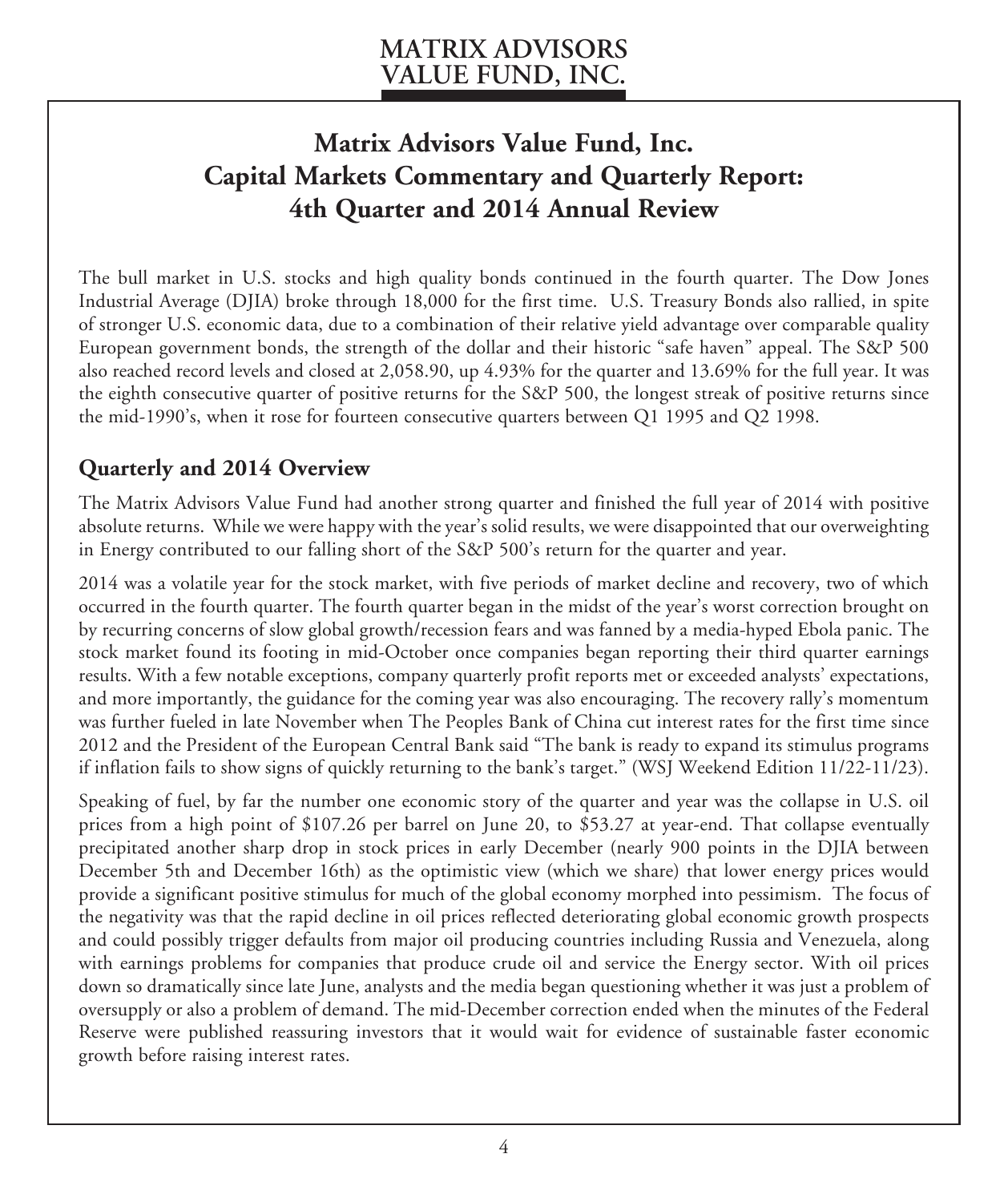# Matrix Advisors Value Fund, Inc.
# Capital Markets Commentary and Quarterly Report: 4th Quarter and 2014 Annual Review

The bull market in U.S. stocks and high quality bonds continued in the fourth quarter. The Dow Jones Industrial Average (DJIA) broke through 18,000 for the first time. U.S. Treasury Bonds also rallied, in spite of stronger U.S. economic data, due to a combination of their relative yield advantage over comparable quality European government bonds, the strength of the dollar and their historic "safe haven" appeal. The S&P 500 also reached record levels and closed at 2,058.90, up 4.93% for the quarter and 13.69% for the full year. It was the eighth consecutive quarter of positive returns for the S&P 500, the longest streak of positive returns since the mid-1990's, when it rose for fourteen consecutive quarters between Q1 1995 and Q2 1998.

## Quarterly and 2014 Overview

The Matrix Advisors Value Fund had another strong quarter and finished the full year of 2014 with positive absolute returns. While we were happy with the year's solid results, we were disappointed that our overweighting in Energy contributed to our falling short of the S&P 500's return for the quarter and year.

2014 was a volatile year for the stock market, with five periods of market decline and recovery, two of which occurred in the fourth quarter. The fourth quarter began in the midst of the year's worst correction brought on by recurring concerns of slow global growth/recession fears and was fanned by a media-hyped Ebola panic. The stock market found its footing in mid-October once companies began reporting their third quarter earnings results. With a few notable exceptions, company quarterly profit reports met or exceeded analysts' expectations, and more importantly, the guidance for the coming year was also encouraging. The recovery rally's momentum was further fueled in late November when The Peoples Bank of China cut interest rates for the first time since 2012 and the President of the European Central Bank said "The bank is ready to expand its stimulus programs if inflation fails to show signs of quickly returning to the bank's target." (WSJ Weekend Edition 11/22-11/23).

Speaking of fuel, by far the number one economic story of the quarter and year was the collapse in U.S. oil prices from a high point of $107.26 per barrel on June 20, to $53.27 at year-end. That collapse eventually precipitated another sharp drop in stock prices in early December (nearly 900 points in the DJIA between December 5th and December 16th) as the optimistic view (which we share) that lower energy prices would provide a significant positive stimulus for much of the global economy morphed into pessimism. The focus of the negativity was that the rapid decline in oil prices reflected deteriorating global economic growth prospects and could possibly trigger defaults from major oil producing countries including Russia and Venezuela, along with earnings problems for companies that produce crude oil and service the Energy sector. With oil prices down so dramatically since late June, analysts and the media began questioning whether it was just a problem of oversupply or also a problem of demand. The mid-December correction ended when the minutes of the Federal Reserve were published reassuring investors that it would wait for evidence of sustainable faster economic growth before raising interest rates.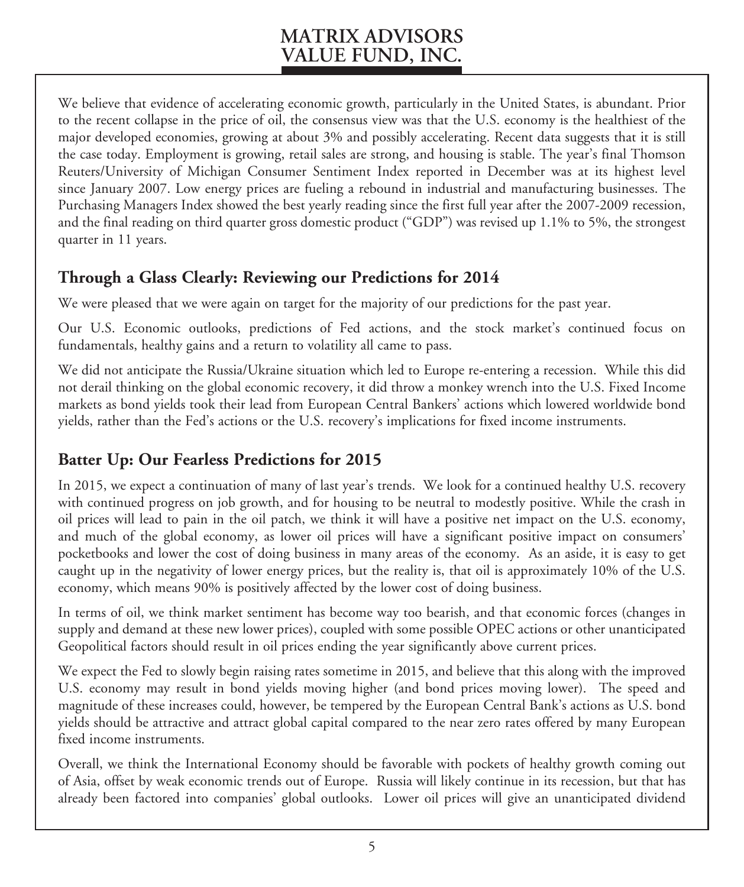We believe that evidence of accelerating economic growth, particularly in the United States, is abundant. Prior to the recent collapse in the price of oil, the consensus view was that the U.S. economy is the healthiest of the major developed economies, growing at about 3% and possibly accelerating. Recent data suggests that it is still the case today. Employment is growing, retail sales are strong, and housing is stable. The year's final Thomson Reuters/University of Michigan Consumer Sentiment Index reported in December was at its highest level since January 2007. Low energy prices are fueling a rebound in industrial and manufacturing businesses. The Purchasing Managers Index showed the best yearly reading since the first full year after the 2007-2009 recession, and the final reading on third quarter gross domestic product ("GDP") was revised up 1.1% to 5%, the strongest quarter in 11 years.

## Through a Glass Clearly: Reviewing our Predictions for 2014

We were pleased that we were again on target for the majority of our predictions for the past year.

Our U.S. Economic outlooks, predictions of Fed actions, and the stock market's continued focus on fundamentals, healthy gains and a return to volatility all came to pass.

We did not anticipate the Russia/Ukraine situation which led to Europe re-entering a recession. While this did not derail thinking on the global economic recovery, it did throw a monkey wrench into the U.S. Fixed Income markets as bond yields took their lead from European Central Bankers' actions which lowered worldwide bond yields, rather than the Fed's actions or the U.S. recovery's implications for fixed income instruments.

## Batter Up: Our Fearless Predictions for 2015

In 2015, we expect a continuation of many of last year's trends. We look for a continued healthy U.S. recovery with continued progress on job growth, and for housing to be neutral to modestly positive. While the crash in oil prices will lead to pain in the oil patch, we think it will have a positive net impact on the U.S. economy, and much of the global economy, as lower oil prices will have a significant positive impact on consumers' pocketbooks and lower the cost of doing business in many areas of the economy. As an aside, it is easy to get caught up in the negativity of lower energy prices, but the reality is, that oil is approximately 10% of the U.S. economy, which means 90% is positively affected by the lower cost of doing business.

In terms of oil, we think market sentiment has become way too bearish, and that economic forces (changes in supply and demand at these new lower prices), coupled with some possible OPEC actions or other unanticipated Geopolitical factors should result in oil prices ending the year significantly above current prices.

We expect the Fed to slowly begin raising rates sometime in 2015, and believe that this along with the improved U.S. economy may result in bond yields moving higher (and bond prices moving lower). The speed and magnitude of these increases could, however, be tempered by the European Central Bank's actions as U.S. bond yields should be attractive and attract global capital compared to the near zero rates offered by many European fixed income instruments.

Overall, we think the International Economy should be favorable with pockets of healthy growth coming out of Asia, offset by weak economic trends out of Europe. Russia will likely continue in its recession, but that has already been factored into companies' global outlooks. Lower oil prices will give an unanticipated dividend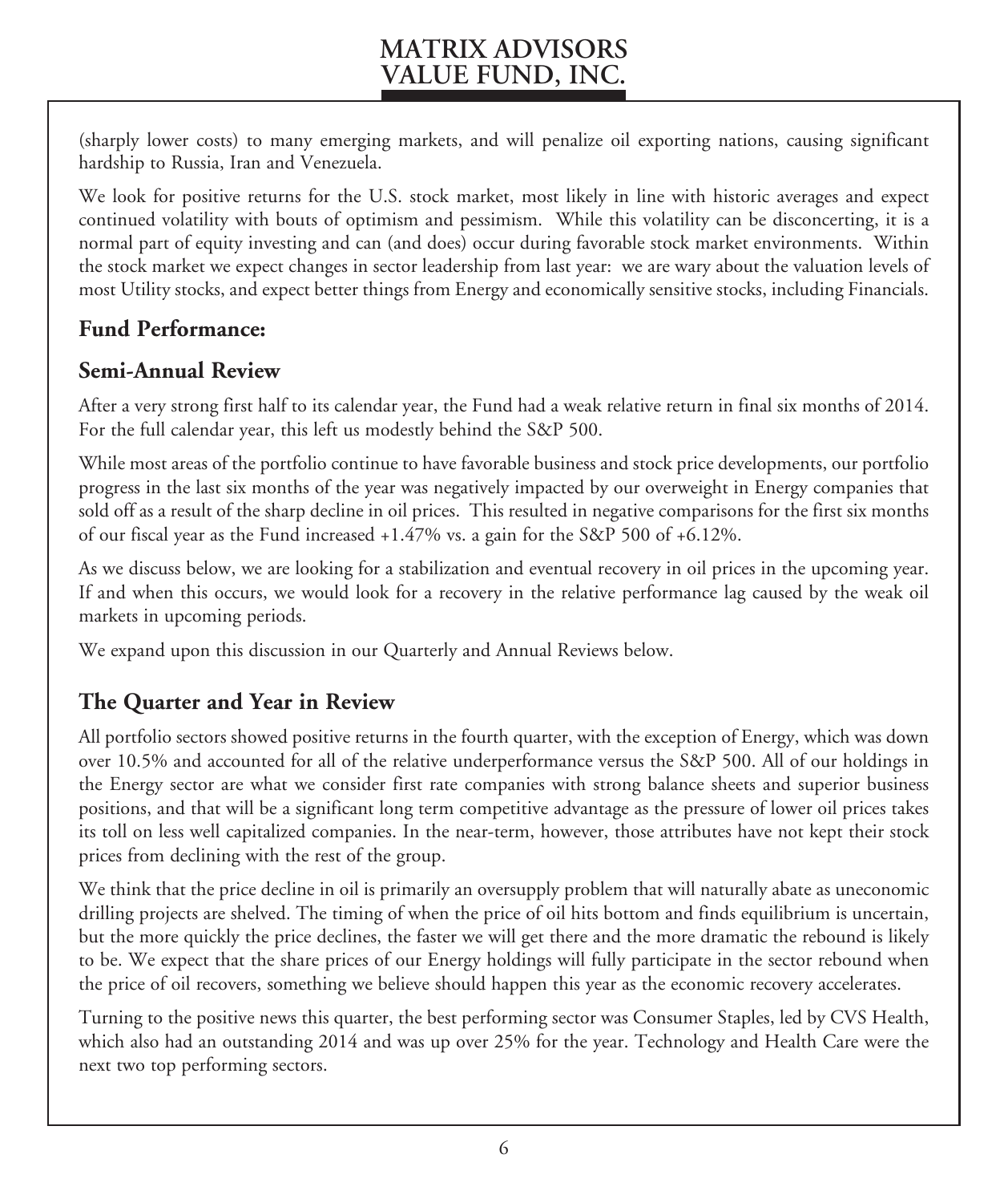(sharply lower costs) to many emerging markets, and will penalize oil exporting nations, causing significant hardship to Russia, Iran and Venezuela.

We look for positive returns for the U.S. stock market, most likely in line with historic averages and expect continued volatility with bouts of optimism and pessimism. While this volatility can be disconcerting, it is a normal part of equity investing and can (and does) occur during favorable stock market environments. Within the stock market we expect changes in sector leadership from last year: we are wary about the valuation levels of most Utility stocks, and expect better things from Energy and economically sensitive stocks, including Financials.

## Fund Performance:

## Semi-Annual Review

After a very strong first half to its calendar year, the Fund had a weak relative return in final six months of 2014. For the full calendar year, this left us modestly behind the S&P 500.

While most areas of the portfolio continue to have favorable business and stock price developments, our portfolio progress in the last six months of the year was negatively impacted by our overweight in Energy companies that sold off as a result of the sharp decline in oil prices. This resulted in negative comparisons for the first six months of our fiscal year as the Fund increased +1.47% vs. a gain for the S&P 500 of +6.12%.

As we discuss below, we are looking for a stabilization and eventual recovery in oil prices in the upcoming year. If and when this occurs, we would look for a recovery in the relative performance lag caused by the weak oil markets in upcoming periods.

We expand upon this discussion in our Quarterly and Annual Reviews below.

## The Quarter and Year in Review

All portfolio sectors showed positive returns in the fourth quarter, with the exception of Energy, which was down over 10.5% and accounted for all of the relative underperformance versus the S&P 500. All of our holdings in the Energy sector are what we consider first rate companies with strong balance sheets and superior business positions, and that will be a significant long term competitive advantage as the pressure of lower oil prices takes its toll on less well capitalized companies. In the near-term, however, those attributes have not kept their stock prices from declining with the rest of the group.

We think that the price decline in oil is primarily an oversupply problem that will naturally abate as uneconomic drilling projects are shelved. The timing of when the price of oil hits bottom and finds equilibrium is uncertain, but the more quickly the price declines, the faster we will get there and the more dramatic the rebound is likely to be. We expect that the share prices of our Energy holdings will fully participate in the sector rebound when the price of oil recovers, something we believe should happen this year as the economic recovery accelerates.

Turning to the positive news this quarter, the best performing sector was Consumer Staples, led by CVS Health, which also had an outstanding 2014 and was up over 25% for the year. Technology and Health Care were the next two top performing sectors.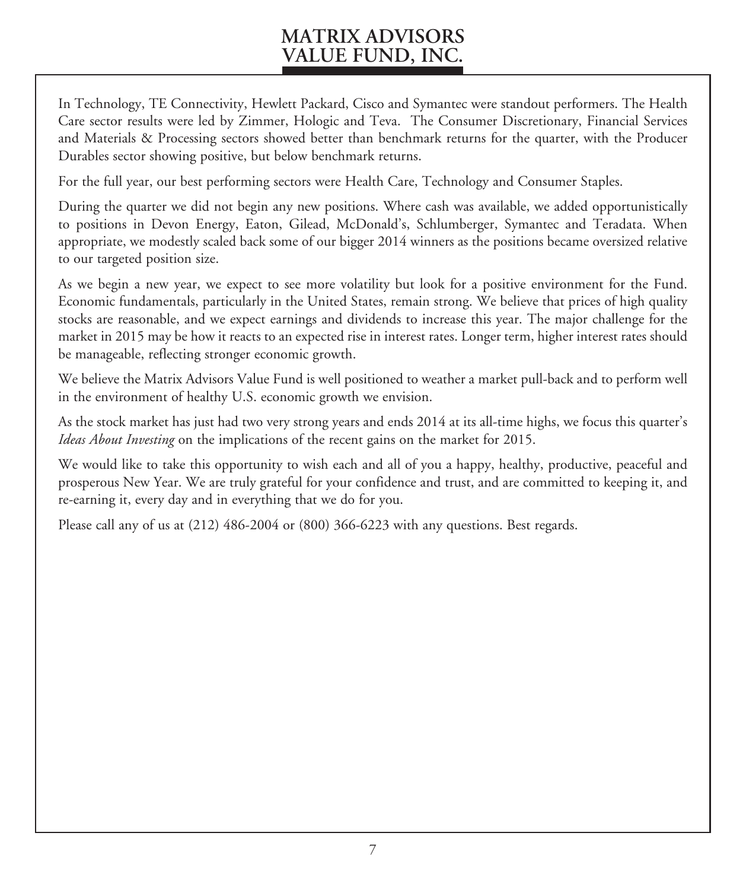In Technology, TE Connectivity, Hewlett Packard, Cisco and Symantec were standout performers. The Health Care sector results were led by Zimmer, Hologic and Teva. The Consumer Discretionary, Financial Services and Materials & Processing sectors showed better than benchmark returns for the quarter, with the Producer Durables sector showing positive, but below benchmark returns.

For the full year, our best performing sectors were Health Care, Technology and Consumer Staples.

During the quarter we did not begin any new positions. Where cash was available, we added opportunistically to positions in Devon Energy, Eaton, Gilead, McDonald's, Schlumberger, Symantec and Teradata. When appropriate, we modestly scaled back some of our bigger 2014 winners as the positions became oversized relative to our targeted position size.

As we begin a new year, we expect to see more volatility but look for a positive environment for the Fund. Economic fundamentals, particularly in the United States, remain strong. We believe that prices of high quality stocks are reasonable, and we expect earnings and dividends to increase this year. The major challenge for the market in 2015 may be how it reacts to an expected rise in interest rates. Longer term, higher interest rates should be manageable, reflecting stronger economic growth.

We believe the Matrix Advisors Value Fund is well positioned to weather a market pull-back and to perform well in the environment of healthy U.S. economic growth we envision.

As the stock market has just had two very strong years and ends 2014 at its all-time highs, we focus this quarter's *Ideas About Investing* on the implications of the recent gains on the market for 2015.

We would like to take this opportunity to wish each and all of you a happy, healthy, productive, peaceful and prosperous New Year. We are truly grateful for your confidence and trust, and are committed to keeping it, and re-earning it, every day and in everything that we do for you.

Please call any of us at (212) 486-2004 or (800) 366-6223 with any questions. Best regards.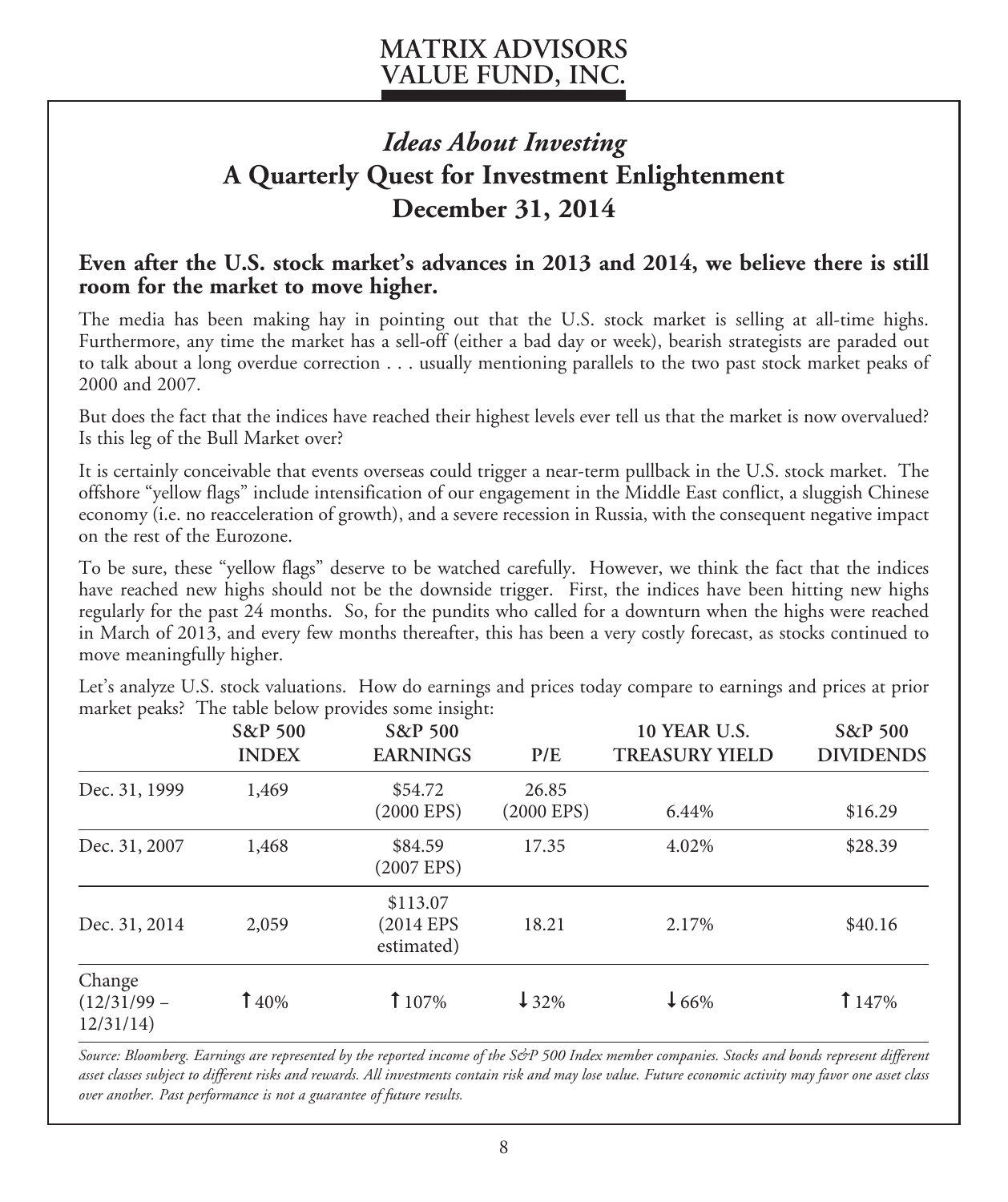# Ideas About Investing

## A Quarterly Quest for Investment Enlightenment

## December 31, 2014

### Even after the U.S. stock market's advances in 2013 and 2014, we believe there is still room for the market to move higher.

The media has been making hay in pointing out that the U.S. stock market is selling at all-time highs. Furthermore, any time the market has a sell-off (either a bad day or week), bearish strategists are paraded out to talk about a long overdue correction . . . usually mentioning parallels to the two past stock market peaks of 2000 and 2007.

But does the fact that the indices have reached their highest levels ever tell us that the market is now overvalued? Is this leg of the Bull Market over?

It is certainly conceivable that events overseas could trigger a near-term pullback in the U.S. stock market. The offshore "yellow flags" include intensification of our engagement in the Middle East conflict, a sluggish Chinese economy (i.e. no reacceleration of growth), and a severe recession in Russia, with the consequent negative impact on the rest of the Eurozone.

To be sure, these "yellow flags" deserve to be watched carefully. However, we think the fact that the indices have reached new highs should not be the downside trigger. First, the indices have been hitting new highs regularly for the past 24 months. So, for the pundits who called for a downturn when the highs were reached in March of 2013, and every few months thereafter, this has been a very costly forecast, as stocks continued to move meaningfully higher.

Let's analyze U.S. stock valuations. How do earnings and prices today compare to earnings and prices at prior market peaks? The table below provides some insight:

| | S&P 500 INDEX | S&P 500 EARNINGS | P/E | 10 YEAR U.S. TREASURY YIELD | S&P 500 DIVIDENDS |
|---|---|---|---|---|---|
| Dec. 31, 1999 | 1,469 | \$54.72 (2000 EPS) | 26.85 (2000 EPS) | 6.44% | \$16.29 |
| Dec. 31, 2007 | 1,468 | \$84.59 (2007 EPS) | 17.35 | 4.02% | \$28.39 |
| Dec. 31, 2014 | 2,059 | \$113.07 (2014 EPS estimated) | 18.21 | 2.17% | \$40.16 |
| Change (12/31/99 – 12/31/14) | ↑40% | ↑107% | ↓32% | ↓66% | ↑147% |

*Source: Bloomberg. Earnings are represented by the reported income of the S&P 500 Index member companies. Stocks and bonds represent different asset classes subject to different risks and rewards. All investments contain risk and may lose value. Future economic activity may favor one asset class over another. Past performance is not a guarantee of future results.*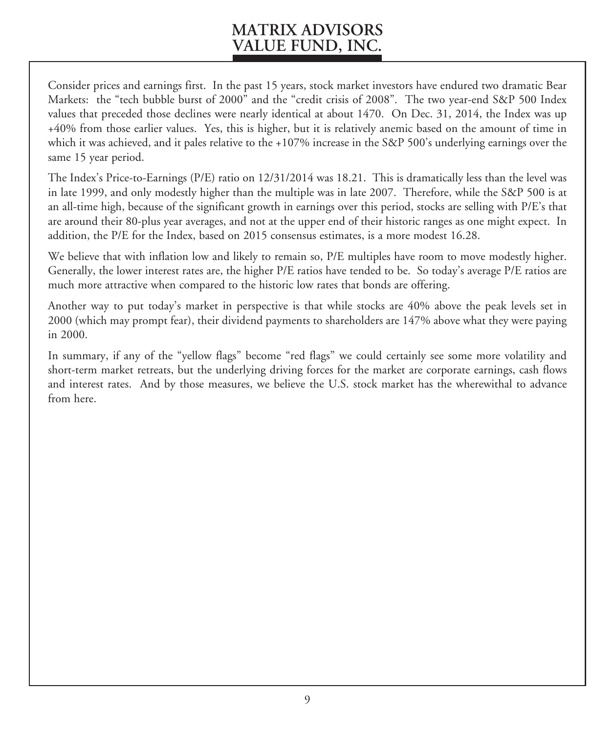Consider prices and earnings first. In the past 15 years, stock market investors have endured two dramatic Bear Markets: the "tech bubble burst of 2000" and the "credit crisis of 2008". The two year-end S&P 500 Index values that preceded those declines were nearly identical at about 1470. On Dec. 31, 2014, the Index was up +40% from those earlier values. Yes, this is higher, but it is relatively anemic based on the amount of time in which it was achieved, and it pales relative to the +107% increase in the S&P 500's underlying earnings over the same 15 year period.

The Index's Price-to-Earnings (P/E) ratio on 12/31/2014 was 18.21. This is dramatically less than the level was in late 1999, and only modestly higher than the multiple was in late 2007. Therefore, while the S&P 500 is at an all-time high, because of the significant growth in earnings over this period, stocks are selling with P/E's that are around their 80-plus year averages, and not at the upper end of their historic ranges as one might expect. In addition, the P/E for the Index, based on 2015 consensus estimates, is a more modest 16.28.

We believe that with inflation low and likely to remain so, P/E multiples have room to move modestly higher. Generally, the lower interest rates are, the higher P/E ratios have tended to be. So today's average P/E ratios are much more attractive when compared to the historic low rates that bonds are offering.

Another way to put today's market in perspective is that while stocks are 40% above the peak levels set in 2000 (which may prompt fear), their dividend payments to shareholders are 147% above what they were paying in 2000.

In summary, if any of the "yellow flags" become "red flags" we could certainly see some more volatility and short-term market retreats, but the underlying driving forces for the market are corporate earnings, cash flows and interest rates. And by those measures, we believe the U.S. stock market has the wherewithal to advance from here.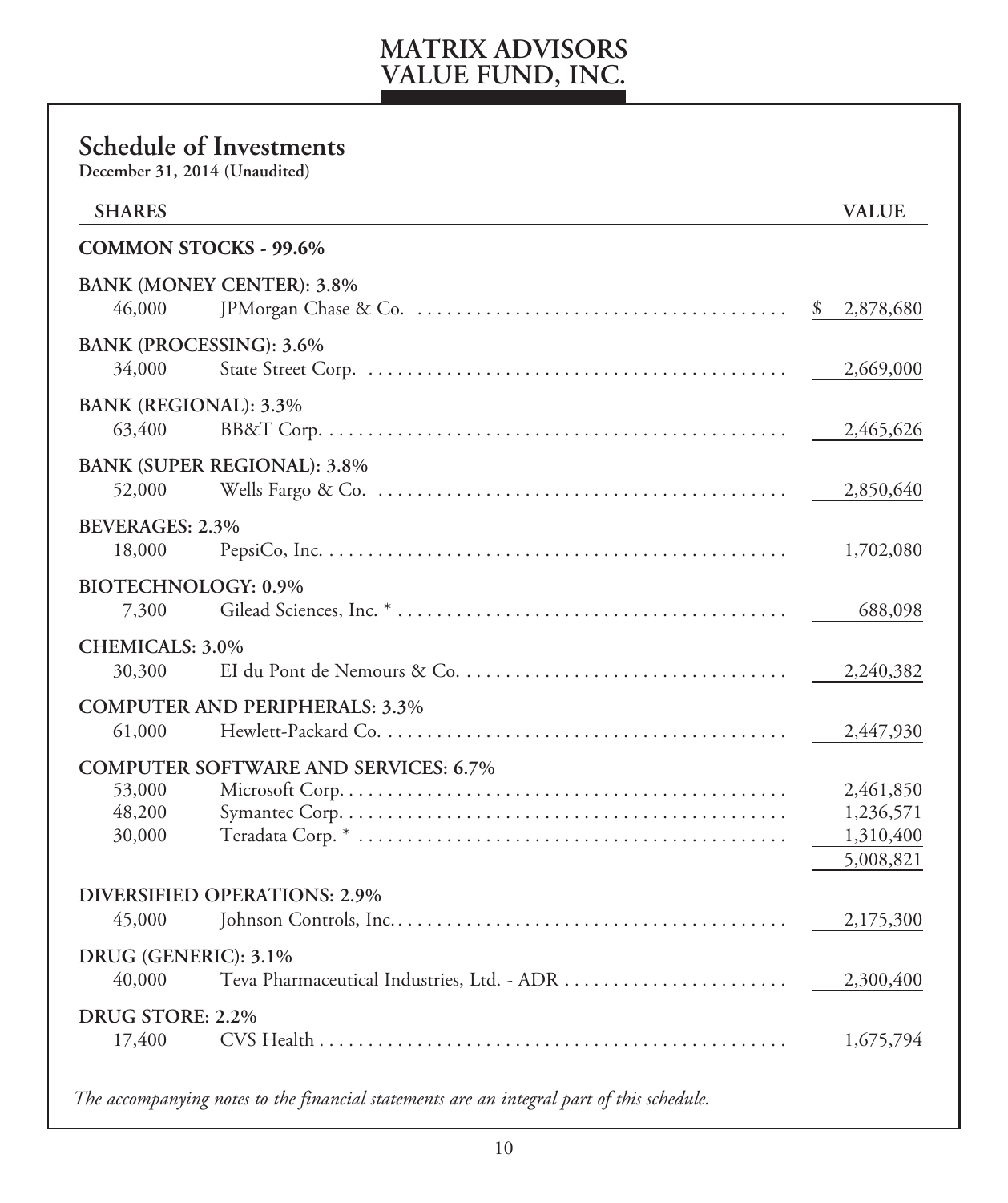# MATRIX ADVISORS VALUE FUND, INC.

## Schedule of Investments

**December 31, 2014 (Unaudited)**

| SHARES | | VALUE |
|---|---|---|
| **COMMON STOCKS - 99.6%** | | |
| **BANK (MONEY CENTER): 3.8%** | | |
| 46,000 | JPMorgan Chase & Co. | $ 2,878,680 |
| **BANK (PROCESSING): 3.6%** | | |
| 34,000 | State Street Corp. | 2,669,000 |
| **BANK (REGIONAL): 3.3%** | | |
| 63,400 | BB&T Corp. | 2,465,626 |
| **BANK (SUPER REGIONAL): 3.8%** | | |
| 52,000 | Wells Fargo & Co. | 2,850,640 |
| **BEVERAGES: 2.3%** | | |
| 18,000 | PepsiCo, Inc. | 1,702,080 |
| **BIOTECHNOLOGY: 0.9%** | | |
| 7,300 | Gilead Sciences, Inc. * | 688,098 |
| **CHEMICALS: 3.0%** | | |
| 30,300 | EI du Pont de Nemours & Co. | 2,240,382 |
| **COMPUTER AND PERIPHERALS: 3.3%** | | |
| 61,000 | Hewlett-Packard Co. | 2,447,930 |
| **COMPUTER SOFTWARE AND SERVICES: 6.7%** | | |
| 53,000 | Microsoft Corp. | 2,461,850 |
| 48,200 | Symantec Corp. | 1,236,571 |
| 30,000 | Teradata Corp. * | 1,310,400 |
| | | 5,008,821 |
| **DIVERSIFIED OPERATIONS: 2.9%** | | |
| 45,000 | Johnson Controls, Inc. | 2,175,300 |
| **DRUG (GENERIC): 3.1%** | | |
| 40,000 | Teva Pharmaceutical Industries, Ltd. - ADR | 2,300,400 |
| **DRUG STORE: 2.2%** | | |
| 17,400 | CVS Health | 1,675,794 |

*The accompanying notes to the financial statements are an integral part of this schedule.*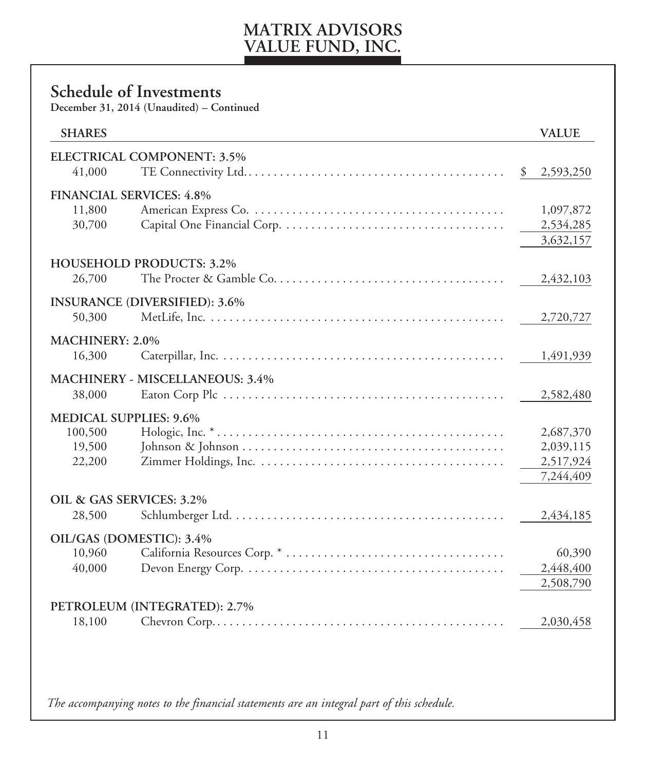# MATRIX ADVISORS VALUE FUND, INC.

## Schedule of Investments

**December 31, 2014 (Unaudited) – Continued**

| SHARES | | VALUE |
|---|---|---|
| **ELECTRICAL COMPONENT: 3.5%** | | |
| 41,000 | TE Connectivity Ltd. | $ 2,593,250 |
| **FINANCIAL SERVICES: 4.8%** | | |
| 11,800 | American Express Co. | 1,097,872 |
| 30,700 | Capital One Financial Corp. | 2,534,285 |
| | | 3,632,157 |
| **HOUSEHOLD PRODUCTS: 3.2%** | | |
| 26,700 | The Procter & Gamble Co. | 2,432,103 |
| **INSURANCE (DIVERSIFIED): 3.6%** | | |
| 50,300 | MetLife, Inc. | 2,720,727 |
| **MACHINERY: 2.0%** | | |
| 16,300 | Caterpillar, Inc. | 1,491,939 |
| **MACHINERY - MISCELLANEOUS: 3.4%** | | |
| 38,000 | Eaton Corp Plc | 2,582,480 |
| **MEDICAL SUPPLIES: 9.6%** | | |
| 100,500 | Hologic, Inc. * | 2,687,370 |
| 19,500 | Johnson & Johnson | 2,039,115 |
| 22,200 | Zimmer Holdings, Inc. | 2,517,924 |
| | | 7,244,409 |
| **OIL & GAS SERVICES: 3.2%** | | |
| 28,500 | Schlumberger Ltd. | 2,434,185 |
| **OIL/GAS (DOMESTIC): 3.4%** | | |
| 10,960 | California Resources Corp. * | 60,390 |
| 40,000 | Devon Energy Corp. | 2,448,400 |
| | | 2,508,790 |
| **PETROLEUM (INTEGRATED): 2.7%** | | |
| 18,100 | Chevron Corp. | 2,030,458 |

*The accompanying notes to the financial statements are an integral part of this schedule.*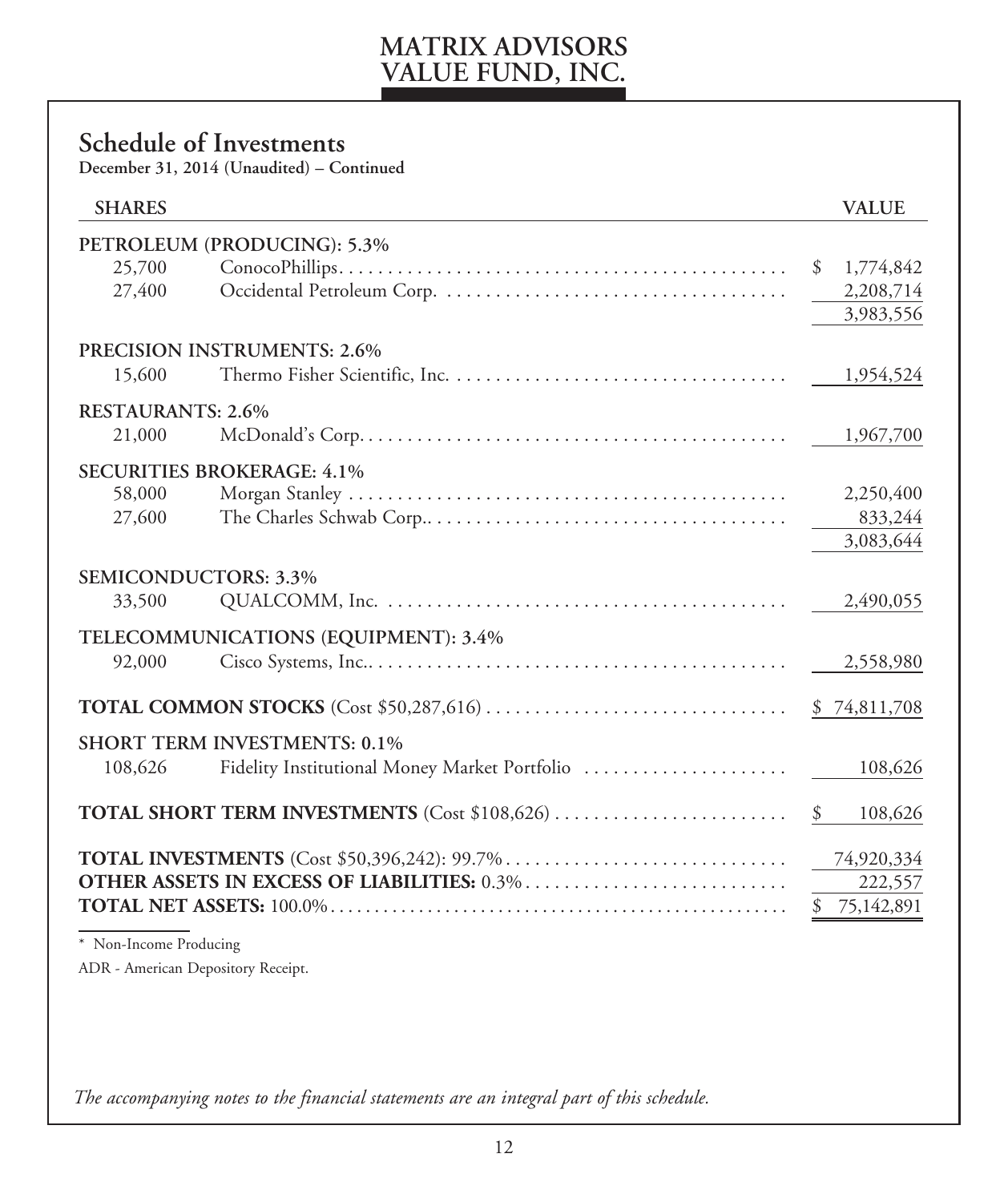# MATRIX ADVISORS VALUE FUND, INC.

## Schedule of Investments

**December 31, 2014 (Unaudited) – Continued**

| SHARES | | VALUE |
|---|---|---|
| **PETROLEUM (PRODUCING): 5.3%** | | |
| 25,700 | ConocoPhillips | $ 1,774,842 |
| 27,400 | Occidental Petroleum Corp. | 2,208,714 |
| | | 3,983,556 |
| **PRECISION INSTRUMENTS: 2.6%** | | |
| 15,600 | Thermo Fisher Scientific, Inc. | 1,954,524 |
| **RESTAURANTS: 2.6%** | | |
| 21,000 | McDonald's Corp. | 1,967,700 |
| **SECURITIES BROKERAGE: 4.1%** | | |
| 58,000 | Morgan Stanley | 2,250,400 |
| 27,600 | The Charles Schwab Corp. | 833,244 |
| | | 3,083,644 |
| **SEMICONDUCTORS: 3.3%** | | |
| 33,500 | QUALCOMM, Inc. | 2,490,055 |
| **TELECOMMUNICATIONS (EQUIPMENT): 3.4%** | | |
| 92,000 | Cisco Systems, Inc. | 2,558,980 |
| **TOTAL COMMON STOCKS** (Cost $50,287,616) | | $ 74,811,708 |
| **SHORT TERM INVESTMENTS: 0.1%** | | |
| 108,626 | Fidelity Institutional Money Market Portfolio | 108,626 |
| **TOTAL SHORT TERM INVESTMENTS** (Cost $108,626) | | $ 108,626 |
| **TOTAL INVESTMENTS** (Cost $50,396,242): 99.7% | | 74,920,334 |
| **OTHER ASSETS IN EXCESS OF LIABILITIES:** 0.3% | | 222,557 |
| **TOTAL NET ASSETS:** 100.0% | | $ 75,142,891 |

\* Non-Income Producing

ADR - American Depository Receipt.

*The accompanying notes to the financial statements are an integral part of this schedule.*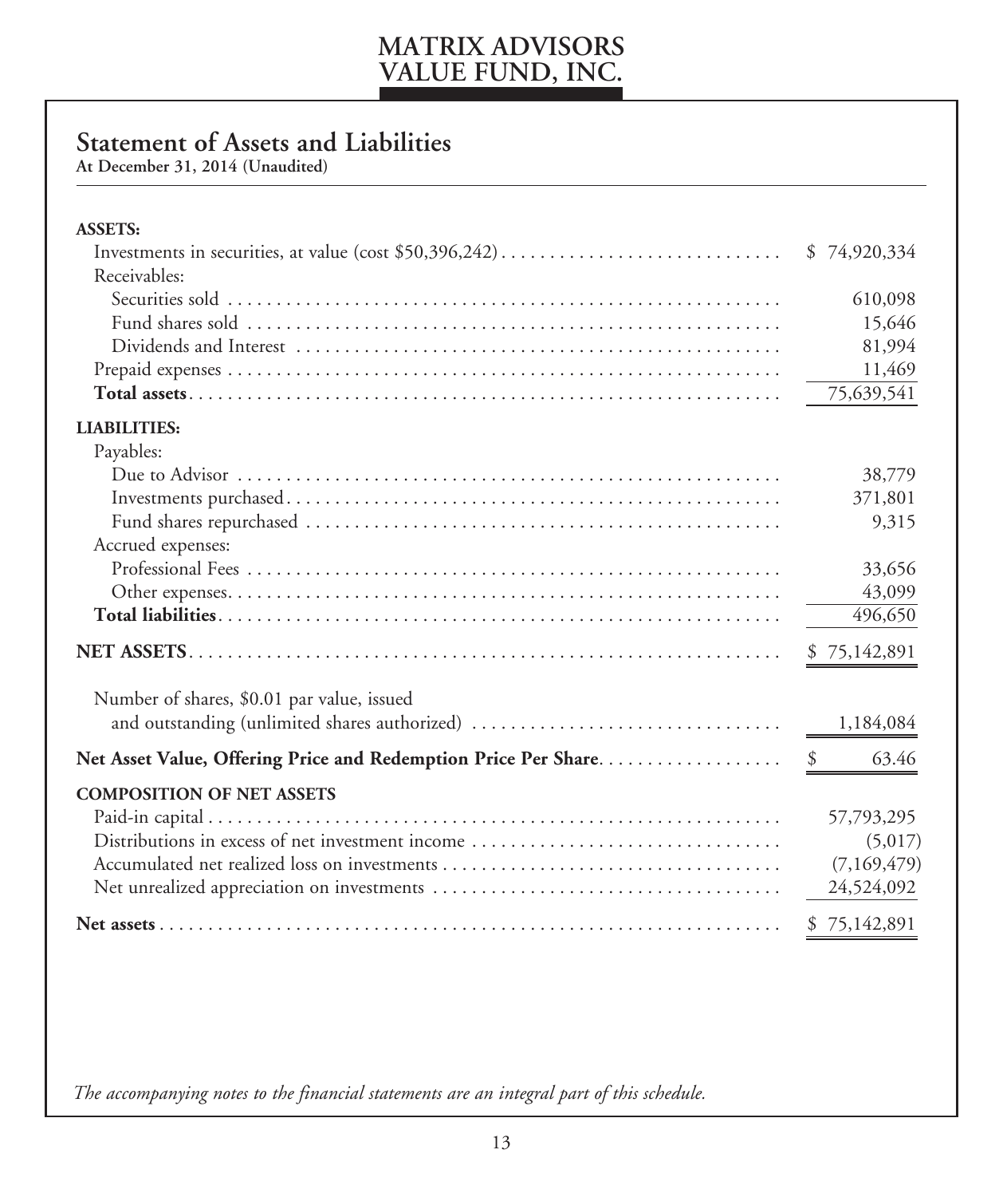# MATRIX ADVISORS VALUE FUND, INC.

## Statement of Assets and Liabilities

**At December 31, 2014 (Unaudited)**

| | |
|---|---|
| **ASSETS:** | |
| Investments in securities, at value (cost $50,396,242) | $ 74,920,334 |
| Receivables: | |
| Securities sold | 610,098 |
| Fund shares sold | 15,646 |
| Dividends and Interest | 81,994 |
| Prepaid expenses | 11,469 |
| **Total assets** | 75,639,541 |
| **LIABILITIES:** | |
| Payables: | |
| Due to Advisor | 38,779 |
| Investments purchased | 371,801 |
| Fund shares repurchased | 9,315 |
| Accrued expenses: | |
| Professional Fees | 33,656 |
| Other expenses | 43,099 |
| **Total liabilities** | 496,650 |
| **NET ASSETS** | $ 75,142,891 |
| Number of shares, $0.01 par value, issued and outstanding (unlimited shares authorized) | 1,184,084 |
| **Net Asset Value, Offering Price and Redemption Price Per Share** | $ 63.46 |
| **COMPOSITION OF NET ASSETS** | |
| Paid-in capital | 57,793,295 |
| Distributions in excess of net investment income | (5,017) |
| Accumulated net realized loss on investments | (7,169,479) |
| Net unrealized appreciation on investments | 24,524,092 |
| **Net assets** | $ 75,142,891 |

*The accompanying notes to the financial statements are an integral part of this schedule.*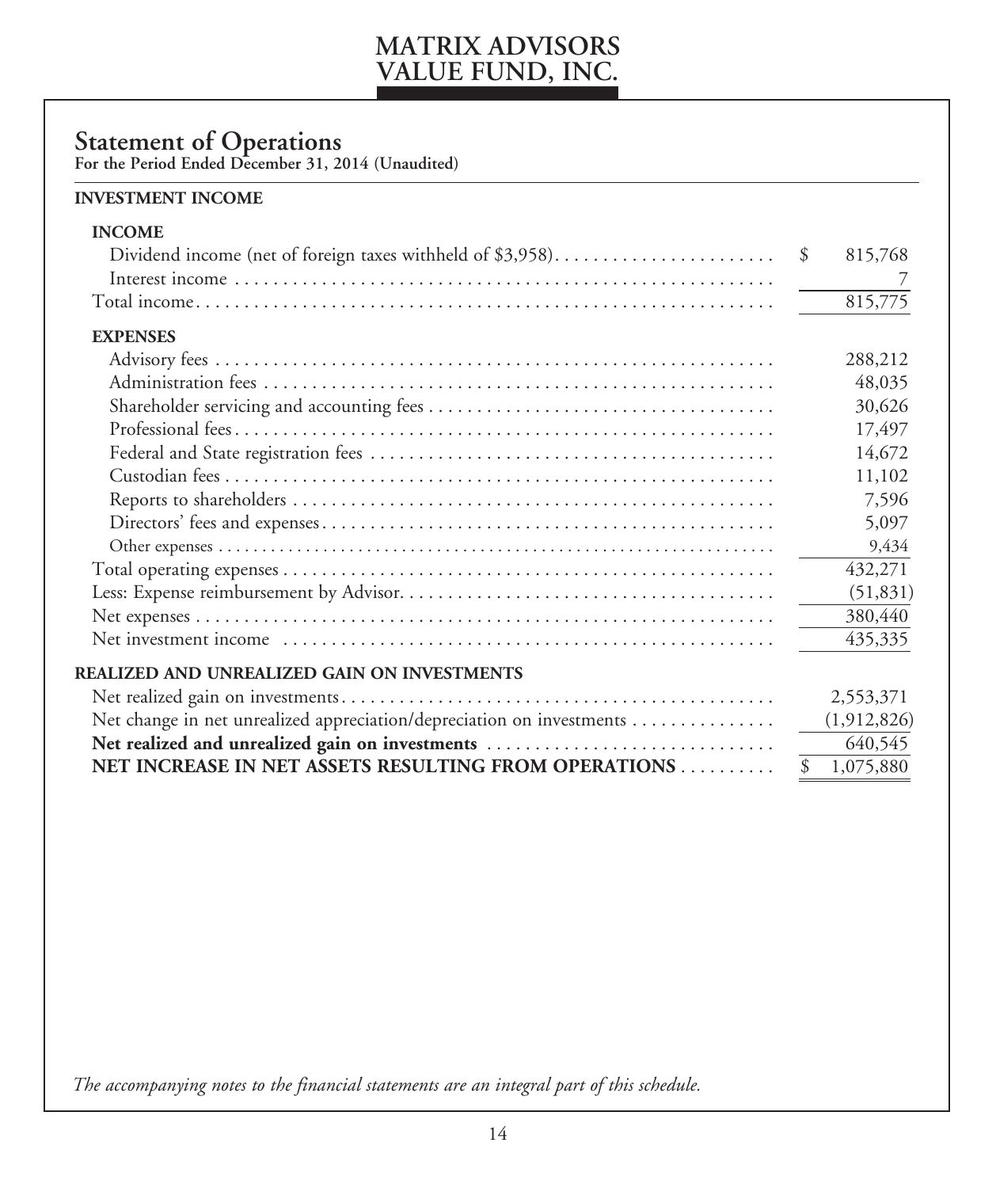# MATRIX ADVISORS VALUE FUND, INC.

## Statement of Operations

**For the Period Ended December 31, 2014 (Unaudited)**

| **INVESTMENT INCOME** | |
|---|---|
| **INCOME** | |
| Dividend income (net of foreign taxes withheld of $3,958) | $ 815,768 |
| Interest income | 7 |
| Total income | 815,775 |
| **EXPENSES** | |
| Advisory fees | 288,212 |
| Administration fees | 48,035 |
| Shareholder servicing and accounting fees | 30,626 |
| Professional fees | 17,497 |
| Federal and State registration fees | 14,672 |
| Custodian fees | 11,102 |
| Reports to shareholders | 7,596 |
| Directors' fees and expenses | 5,097 |
| Other expenses | 9,434 |
| Total operating expenses | 432,271 |
| Less: Expense reimbursement by Advisor | (51,831) |
| Net expenses | 380,440 |
| Net investment income | 435,335 |
| **REALIZED AND UNREALIZED GAIN ON INVESTMENTS** | |
| Net realized gain on investments | 2,553,371 |
| Net change in net unrealized appreciation/depreciation on investments | (1,912,826) |
| **Net realized and unrealized gain on investments** | 640,545 |
| **NET INCREASE IN NET ASSETS RESULTING FROM OPERATIONS** | $ 1,075,880 |

*The accompanying notes to the financial statements are an integral part of this schedule.*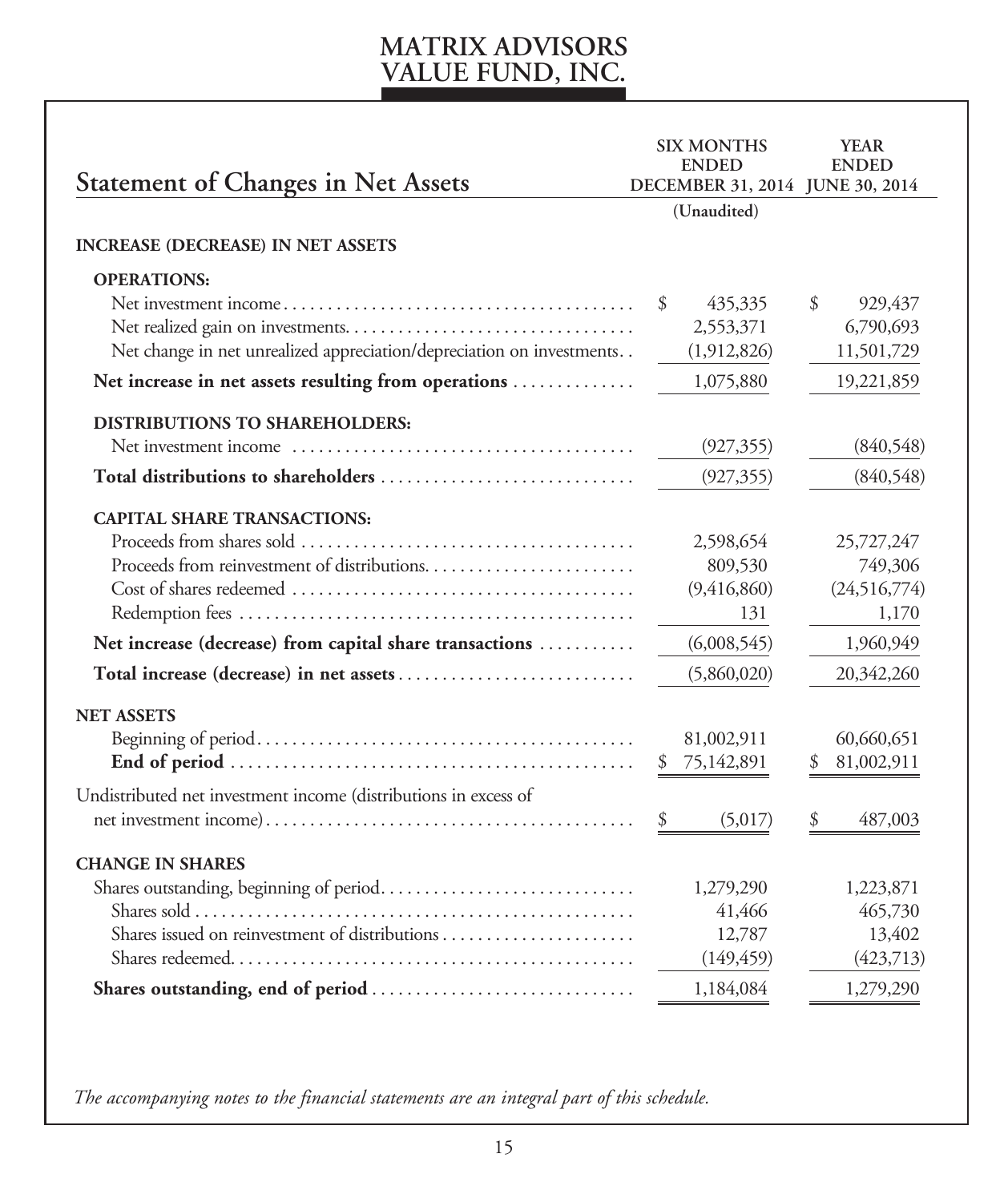# MATRIX ADVISORS VALUE FUND, INC.

## Statement of Changes in Net Assets

| | SIX MONTHS ENDED DECEMBER 31, 2014 (Unaudited) | YEAR ENDED JUNE 30, 2014 |
|---|---|---|
| **INCREASE (DECREASE) IN NET ASSETS** | | |
| **OPERATIONS:** | | |
| Net investment income | $ 435,335 | $ 929,437 |
| Net realized gain on investments | 2,553,371 | 6,790,693 |
| Net change in net unrealized appreciation/depreciation on investments | (1,912,826) | 11,501,729 |
| **Net increase in net assets resulting from operations** | 1,075,880 | 19,221,859 |
| **DISTRIBUTIONS TO SHAREHOLDERS:** | | |
| Net investment income | (927,355) | (840,548) |
| **Total distributions to shareholders** | (927,355) | (840,548) |
| **CAPITAL SHARE TRANSACTIONS:** | | |
| Proceeds from shares sold | 2,598,654 | 25,727,247 |
| Proceeds from reinvestment of distributions | 809,530 | 749,306 |
| Cost of shares redeemed | (9,416,860) | (24,516,774) |
| Redemption fees | 131 | 1,170 |
| **Net increase (decrease) from capital share transactions** | (6,008,545) | 1,960,949 |
| **Total increase (decrease) in net assets** | (5,860,020) | 20,342,260 |
| **NET ASSETS** | | |
| Beginning of period | 81,002,911 | 60,660,651 |
| **End of period** | $ 75,142,891 | $ 81,002,911 |
| Undistributed net investment income (distributions in excess of net investment income) | $ (5,017) | $ 487,003 |
| **CHANGE IN SHARES** | | |
| Shares outstanding, beginning of period | 1,279,290 | 1,223,871 |
| Shares sold | 41,466 | 465,730 |
| Shares issued on reinvestment of distributions | 12,787 | 13,402 |
| Shares redeemed | (149,459) | (423,713) |
| **Shares outstanding, end of period** | 1,184,084 | 1,279,290 |

*The accompanying notes to the financial statements are an integral part of this schedule.*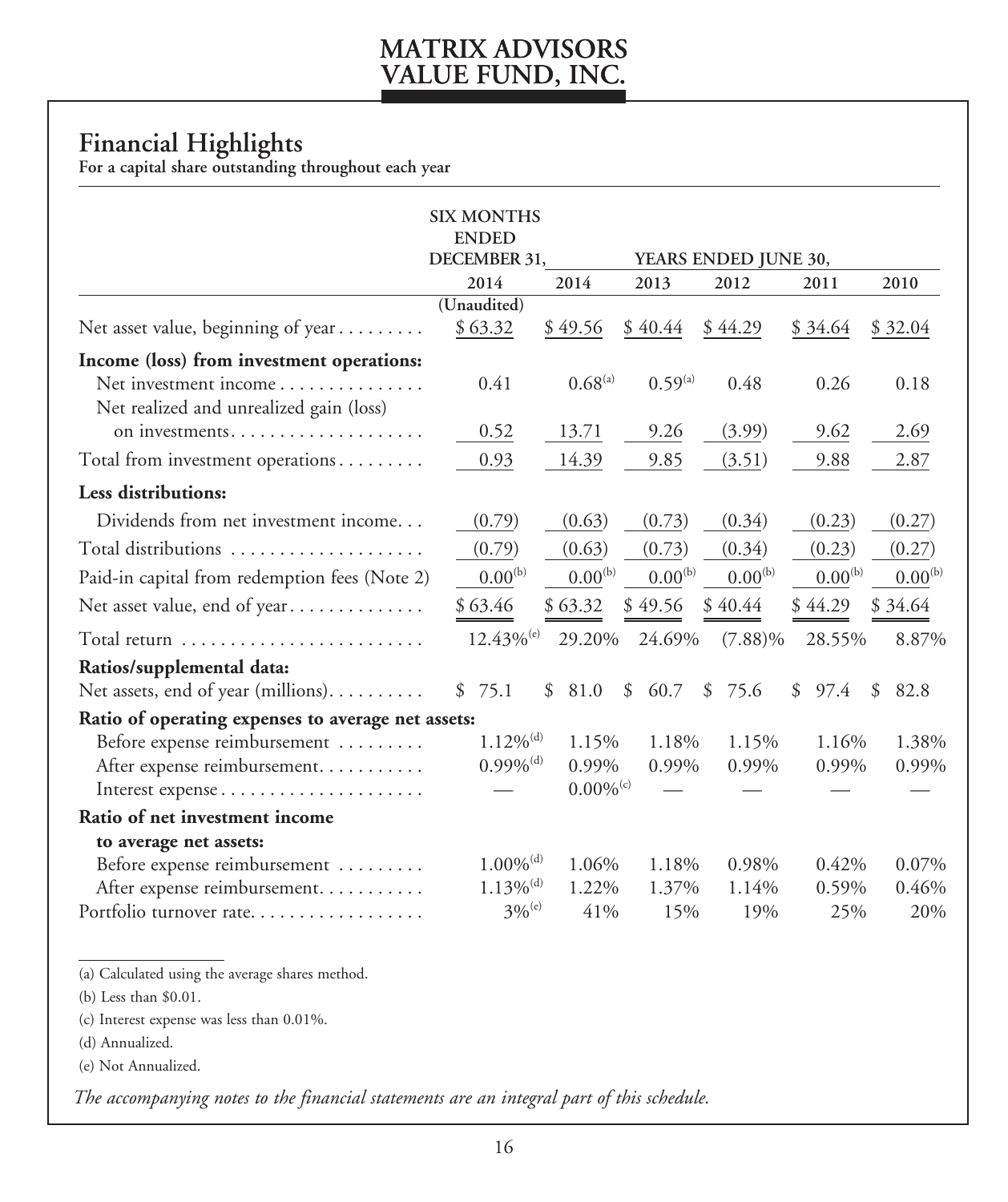# MATRIX ADVISORS VALUE FUND, INC.

## Financial Highlights

**For a capital share outstanding throughout each year**

| | SIX MONTHS ENDED DECEMBER 31, | YEARS ENDED JUNE 30, | | | | |
|---|---|---|---|---|---|---|
| | 2014 | 2014 | 2013 | 2012 | 2011 | 2010 |
| | (Unaudited) | | | | | |
| Net asset value, beginning of year | $ 63.32 | $ 49.56 | $ 40.44 | $ 44.29 | $ 34.64 | $ 32.04 |
| **Income (loss) from investment operations:** | | | | | | |
| Net investment income | 0.41 | 0.68[(a)] | 0.59[(a)] | 0.48 | 0.26 | 0.18 |
| Net realized and unrealized gain (loss) on investments | 0.52 | 13.71 | 9.26 | (3.99) | 9.62 | 2.69 |
| Total from investment operations | 0.93 | 14.39 | 9.85 | (3.51) | 9.88 | 2.87 |
| **Less distributions:** | | | | | | |
| Dividends from net investment income | (0.79) | (0.63) | (0.73) | (0.34) | (0.23) | (0.27) |
| Total distributions | (0.79) | (0.63) | (0.73) | (0.34) | (0.23) | (0.27) |
| Paid-in capital from redemption fees (Note 2) | 0.00[(b)] | 0.00[(b)] | 0.00[(b)] | 0.00[(b)] | 0.00[(b)] | 0.00[(b)] |
| Net asset value, end of year | $ 63.46 | $ 63.32 | $ 49.56 | $ 40.44 | $ 44.29 | $ 34.64 |
| Total return | 12.43%[(e)] | 29.20% | 24.69% | (7.88)% | 28.55% | 8.87% |
| **Ratios/supplemental data:** | | | | | | |
| Net assets, end of year (millions) | $ 75.1 | $ 81.0 | $ 60.7 | $ 75.6 | $ 97.4 | $ 82.8 |
| **Ratio of operating expenses to average net assets:** | | | | | | |
| Before expense reimbursement | 1.12%[(d)] | 1.15% | 1.18% | 1.15% | 1.16% | 1.38% |
| After expense reimbursement | 0.99%[(d)] | 0.99% | 0.99% | 0.99% | 0.99% | 0.99% |
| Interest expense | — | 0.00%[(c)] | — | — | — | — |
| **Ratio of net investment income to average net assets:** | | | | | | |
| Before expense reimbursement | 1.00%[(d)] | 1.06% | 1.18% | 0.98% | 0.42% | 0.07% |
| After expense reimbursement | 1.13%[(d)] | 1.22% | 1.37% | 1.14% | 0.59% | 0.46% |
| Portfolio turnover rate | 3%[(e)] | 41% | 15% | 19% | 25% | 20% |

(a) Calculated using the average shares method.

(b) Less than $0.01.

(c) Interest expense was less than 0.01%.

(d) Annualized.

(e) Not Annualized.

*The accompanying notes to the financial statements are an integral part of this schedule.*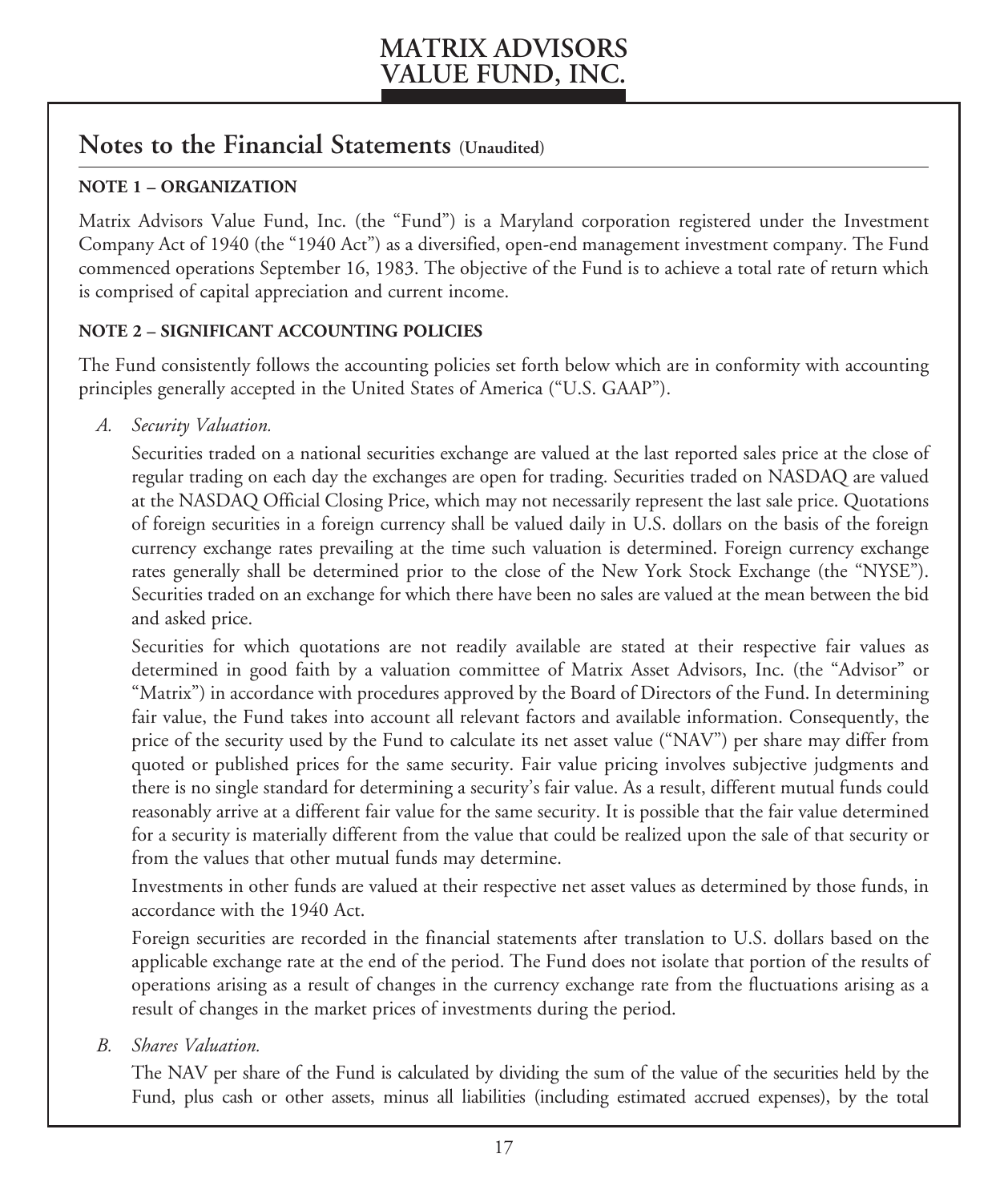# Notes to the Financial Statements (Unaudited)

**NOTE 1 – ORGANIZATION**

Matrix Advisors Value Fund, Inc. (the "Fund") is a Maryland corporation registered under the Investment Company Act of 1940 (the "1940 Act") as a diversified, open-end management investment company. The Fund commenced operations September 16, 1983. The objective of the Fund is to achieve a total rate of return which is comprised of capital appreciation and current income.

**NOTE 2 – SIGNIFICANT ACCOUNTING POLICIES**

The Fund consistently follows the accounting policies set forth below which are in conformity with accounting principles generally accepted in the United States of America ("U.S. GAAP").

*A. Security Valuation.*

Securities traded on a national securities exchange are valued at the last reported sales price at the close of regular trading on each day the exchanges are open for trading. Securities traded on NASDAQ are valued at the NASDAQ Official Closing Price, which may not necessarily represent the last sale price. Quotations of foreign securities in a foreign currency shall be valued daily in U.S. dollars on the basis of the foreign currency exchange rates prevailing at the time such valuation is determined. Foreign currency exchange rates generally shall be determined prior to the close of the New York Stock Exchange (the "NYSE"). Securities traded on an exchange for which there have been no sales are valued at the mean between the bid and asked price.

Securities for which quotations are not readily available are stated at their respective fair values as determined in good faith by a valuation committee of Matrix Asset Advisors, Inc. (the "Advisor" or "Matrix") in accordance with procedures approved by the Board of Directors of the Fund. In determining fair value, the Fund takes into account all relevant factors and available information. Consequently, the price of the security used by the Fund to calculate its net asset value ("NAV") per share may differ from quoted or published prices for the same security. Fair value pricing involves subjective judgments and there is no single standard for determining a security's fair value. As a result, different mutual funds could reasonably arrive at a different fair value for the same security. It is possible that the fair value determined for a security is materially different from the value that could be realized upon the sale of that security or from the values that other mutual funds may determine.

Investments in other funds are valued at their respective net asset values as determined by those funds, in accordance with the 1940 Act.

Foreign securities are recorded in the financial statements after translation to U.S. dollars based on the applicable exchange rate at the end of the period. The Fund does not isolate that portion of the results of operations arising as a result of changes in the currency exchange rate from the fluctuations arising as a result of changes in the market prices of investments during the period.

*B. Shares Valuation.*

The NAV per share of the Fund is calculated by dividing the sum of the value of the securities held by the Fund, plus cash or other assets, minus all liabilities (including estimated accrued expenses), by the total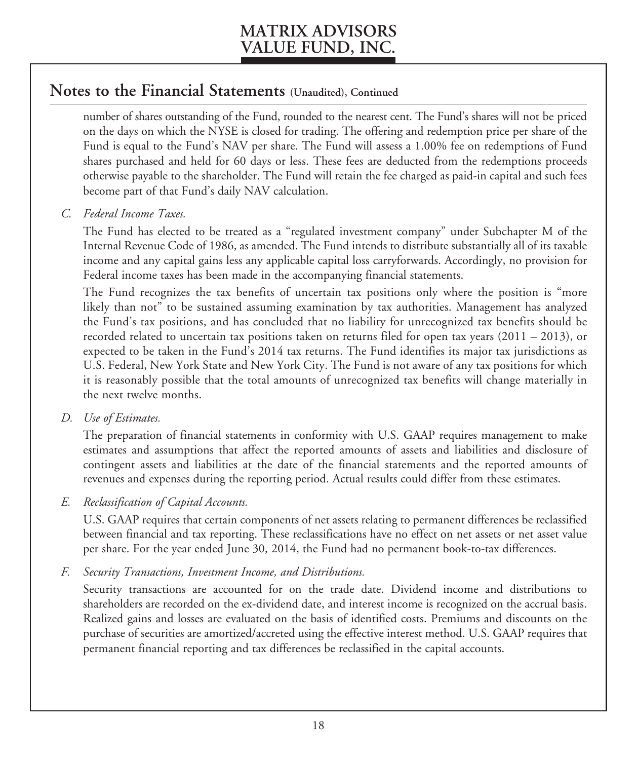## Notes to the Financial Statements (Unaudited), Continued

number of shares outstanding of the Fund, rounded to the nearest cent. The Fund's shares will not be priced on the days on which the NYSE is closed for trading. The offering and redemption price per share of the Fund is equal to the Fund's NAV per share. The Fund will assess a 1.00% fee on redemptions of Fund shares purchased and held for 60 days or less. These fees are deducted from the redemptions proceeds otherwise payable to the shareholder. The Fund will retain the fee charged as paid-in capital and such fees become part of that Fund's daily NAV calculation.

C. *Federal Income Taxes.*

The Fund has elected to be treated as a "regulated investment company" under Subchapter M of the Internal Revenue Code of 1986, as amended. The Fund intends to distribute substantially all of its taxable income and any capital gains less any applicable capital loss carryforwards. Accordingly, no provision for Federal income taxes has been made in the accompanying financial statements.

The Fund recognizes the tax benefits of uncertain tax positions only where the position is "more likely than not" to be sustained assuming examination by tax authorities. Management has analyzed the Fund's tax positions, and has concluded that no liability for unrecognized tax benefits should be recorded related to uncertain tax positions taken on returns filed for open tax years (2011 – 2013), or expected to be taken in the Fund's 2014 tax returns. The Fund identifies its major tax jurisdictions as U.S. Federal, New York State and New York City. The Fund is not aware of any tax positions for which it is reasonably possible that the total amounts of unrecognized tax benefits will change materially in the next twelve months.

D. *Use of Estimates.*

The preparation of financial statements in conformity with U.S. GAAP requires management to make estimates and assumptions that affect the reported amounts of assets and liabilities and disclosure of contingent assets and liabilities at the date of the financial statements and the reported amounts of revenues and expenses during the reporting period. Actual results could differ from these estimates.

E. *Reclassification of Capital Accounts.*

U.S. GAAP requires that certain components of net assets relating to permanent differences be reclassified between financial and tax reporting. These reclassifications have no effect on net assets or net asset value per share. For the year ended June 30, 2014, the Fund had no permanent book-to-tax differences.

F. *Security Transactions, Investment Income, and Distributions.*

Security transactions are accounted for on the trade date. Dividend income and distributions to shareholders are recorded on the ex-dividend date, and interest income is recognized on the accrual basis. Realized gains and losses are evaluated on the basis of identified costs. Premiums and discounts on the purchase of securities are amortized/accreted using the effective interest method. U.S. GAAP requires that permanent financial reporting and tax differences be reclassified in the capital accounts.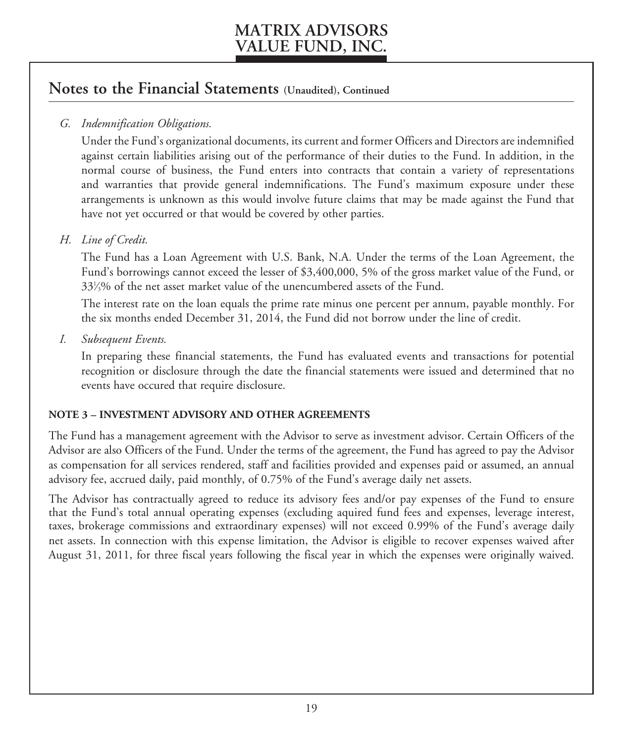## Notes to the Financial Statements (Unaudited), Continued

G. *Indemnification Obligations.*

Under the Fund's organizational documents, its current and former Officers and Directors are indemnified against certain liabilities arising out of the performance of their duties to the Fund. In addition, in the normal course of business, the Fund enters into contracts that contain a variety of representations and warranties that provide general indemnifications. The Fund's maximum exposure under these arrangements is unknown as this would involve future claims that may be made against the Fund that have not yet occurred or that would be covered by other parties.

H. *Line of Credit.*

The Fund has a Loan Agreement with U.S. Bank, N.A. Under the terms of the Loan Agreement, the Fund's borrowings cannot exceed the lesser of $3,400,000, 5% of the gross market value of the Fund, or 33⅓% of the net asset market value of the unencumbered assets of the Fund.

The interest rate on the loan equals the prime rate minus one percent per annum, payable monthly. For the six months ended December 31, 2014, the Fund did not borrow under the line of credit.

I. *Subsequent Events.*

In preparing these financial statements, the Fund has evaluated events and transactions for potential recognition or disclosure through the date the financial statements were issued and determined that no events have occured that require disclosure.

**NOTE 3 – INVESTMENT ADVISORY AND OTHER AGREEMENTS**

The Fund has a management agreement with the Advisor to serve as investment advisor. Certain Officers of the Advisor are also Officers of the Fund. Under the terms of the agreement, the Fund has agreed to pay the Advisor as compensation for all services rendered, staff and facilities provided and expenses paid or assumed, an annual advisory fee, accrued daily, paid monthly, of 0.75% of the Fund's average daily net assets.

The Advisor has contractually agreed to reduce its advisory fees and/or pay expenses of the Fund to ensure that the Fund's total annual operating expenses (excluding aquired fund fees and expenses, leverage interest, taxes, brokerage commissions and extraordinary expenses) will not exceed 0.99% of the Fund's average daily net assets. In connection with this expense limitation, the Advisor is eligible to recover expenses waived after August 31, 2011, for three fiscal years following the fiscal year in which the expenses were originally waived.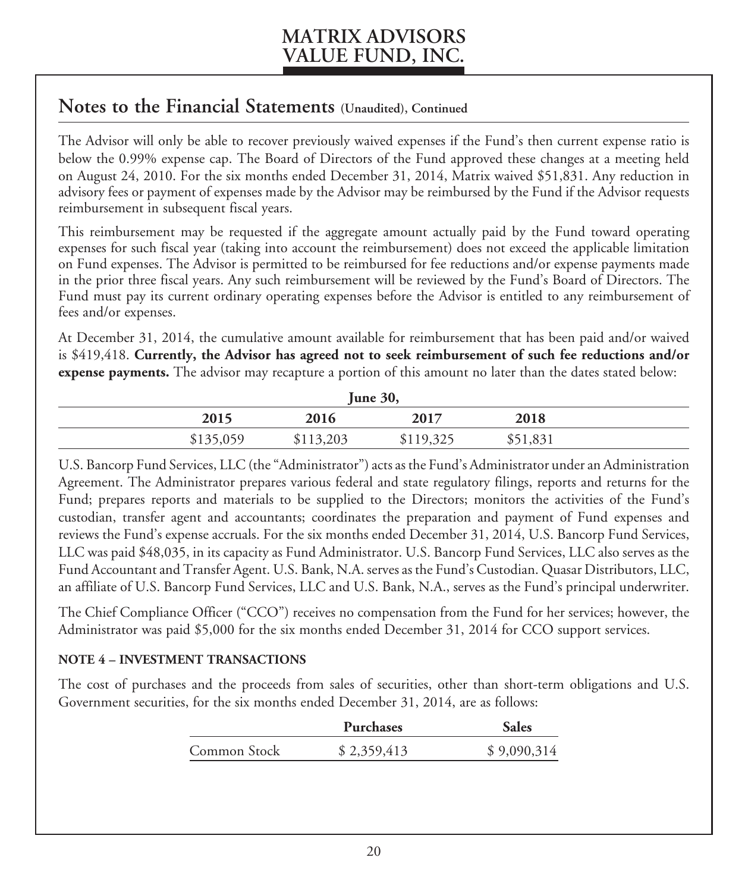## Notes to the Financial Statements (Unaudited), Continued

The Advisor will only be able to recover previously waived expenses if the Fund's then current expense ratio is below the 0.99% expense cap. The Board of Directors of the Fund approved these changes at a meeting held on August 24, 2010. For the six months ended December 31, 2014, Matrix waived $51,831. Any reduction in advisory fees or payment of expenses made by the Advisor may be reimbursed by the Fund if the Advisor requests reimbursement in subsequent fiscal years.

This reimbursement may be requested if the aggregate amount actually paid by the Fund toward operating expenses for such fiscal year (taking into account the reimbursement) does not exceed the applicable limitation on Fund expenses. The Advisor is permitted to be reimbursed for fee reductions and/or expense payments made in the prior three fiscal years. Any such reimbursement will be reviewed by the Fund's Board of Directors. The Fund must pay its current ordinary operating expenses before the Advisor is entitled to any reimbursement of fees and/or expenses.

At December 31, 2014, the cumulative amount available for reimbursement that has been paid and/or waived is $419,418. **Currently, the Advisor has agreed not to seek reimbursement of such fee reductions and/or expense payments.** The advisor may recapture a portion of this amount no later than the dates stated below:

| June 30, | | | |
|---|---|---|---|
| 2015 | 2016 | 2017 | 2018 |
| $135,059 | $113,203 | $119,325 | $51,831 |

U.S. Bancorp Fund Services, LLC (the "Administrator") acts as the Fund's Administrator under an Administration Agreement. The Administrator prepares various federal and state regulatory filings, reports and returns for the Fund; prepares reports and materials to be supplied to the Directors; monitors the activities of the Fund's custodian, transfer agent and accountants; coordinates the preparation and payment of Fund expenses and reviews the Fund's expense accruals. For the six months ended December 31, 2014, U.S. Bancorp Fund Services, LLC was paid $48,035, in its capacity as Fund Administrator. U.S. Bancorp Fund Services, LLC also serves as the Fund Accountant and Transfer Agent. U.S. Bank, N.A. serves as the Fund's Custodian. Quasar Distributors, LLC, an affiliate of U.S. Bancorp Fund Services, LLC and U.S. Bank, N.A., serves as the Fund's principal underwriter.

The Chief Compliance Officer ("CCO") receives no compensation from the Fund for her services; however, the Administrator was paid $5,000 for the six months ended December 31, 2014 for CCO support services.

### NOTE 4 – INVESTMENT TRANSACTIONS

The cost of purchases and the proceeds from sales of securities, other than short-term obligations and U.S. Government securities, for the six months ended December 31, 2014, are as follows:

| | Purchases | Sales |
|---|---|---|
| Common Stock | $ 2,359,413 | $ 9,090,314 |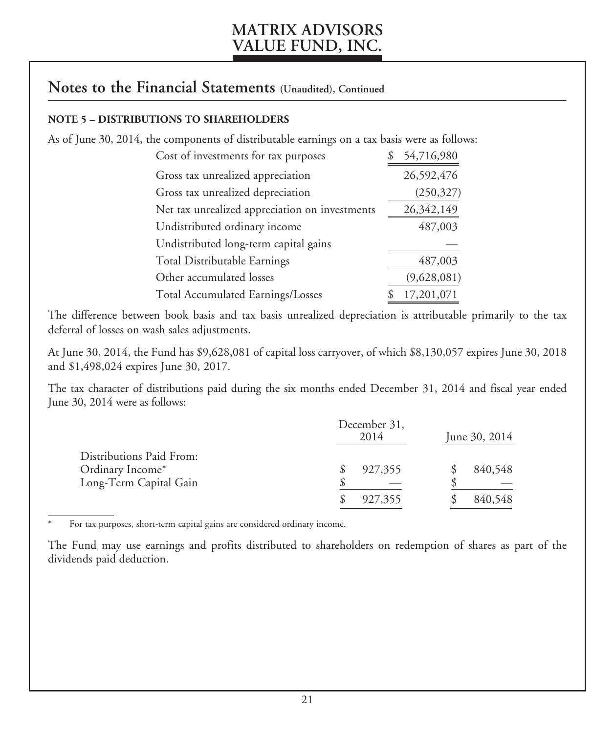## Notes to the Financial Statements (Unaudited), Continued

**NOTE 5 – DISTRIBUTIONS TO SHAREHOLDERS**

As of June 30, 2014, the components of distributable earnings on a tax basis were as follows:

| | |
|---|---|
| Cost of investments for tax purposes | $ 54,716,980 |
| Gross tax unrealized appreciation | 26,592,476 |
| Gross tax unrealized depreciation | (250,327) |
| Net tax unrealized appreciation on investments | 26,342,149 |
| Undistributed ordinary income | 487,003 |
| Undistributed long-term capital gains | — |
| Total Distributable Earnings | 487,003 |
| Other accumulated losses | (9,628,081) |
| Total Accumulated Earnings/Losses | $ 17,201,071 |

The difference between book basis and tax basis unrealized depreciation is attributable primarily to the tax deferral of losses on wash sales adjustments.

At June 30, 2014, the Fund has $9,628,081 of capital loss carryover, of which $8,130,057 expires June 30, 2018 and $1,498,024 expires June 30, 2017.

The tax character of distributions paid during the six months ended December 31, 2014 and fiscal year ended June 30, 2014 were as follows:

| | December 31, 2014 | June 30, 2014 |
|---|---|---|
| Distributions Paid From: | | |
| Ordinary Income* | $ 927,355 | $ 840,548 |
| Long-Term Capital Gain | $ — | $ — |
| | $ 927,355 | $ 840,548 |

\* For tax purposes, short-term capital gains are considered ordinary income.

The Fund may use earnings and profits distributed to shareholders on redemption of shares as part of the dividends paid deduction.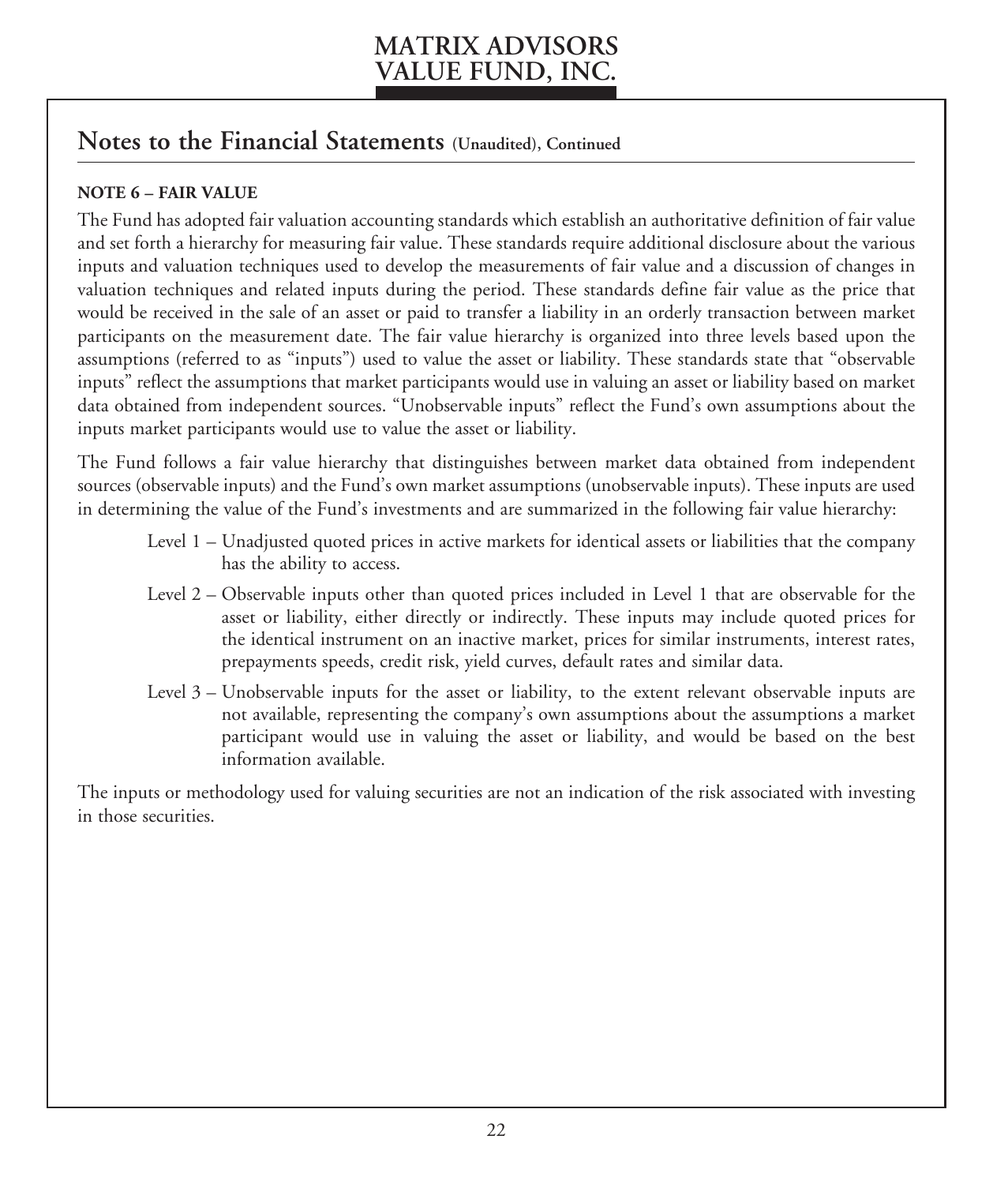## Notes to the Financial Statements (Unaudited), Continued

**NOTE 6 – FAIR VALUE**

The Fund has adopted fair valuation accounting standards which establish an authoritative definition of fair value and set forth a hierarchy for measuring fair value. These standards require additional disclosure about the various inputs and valuation techniques used to develop the measurements of fair value and a discussion of changes in valuation techniques and related inputs during the period. These standards define fair value as the price that would be received in the sale of an asset or paid to transfer a liability in an orderly transaction between market participants on the measurement date. The fair value hierarchy is organized into three levels based upon the assumptions (referred to as "inputs") used to value the asset or liability. These standards state that "observable inputs" reflect the assumptions that market participants would use in valuing an asset or liability based on market data obtained from independent sources. "Unobservable inputs" reflect the Fund's own assumptions about the inputs market participants would use to value the asset or liability.

The Fund follows a fair value hierarchy that distinguishes between market data obtained from independent sources (observable inputs) and the Fund's own market assumptions (unobservable inputs). These inputs are used in determining the value of the Fund's investments and are summarized in the following fair value hierarchy:

- Level 1 – Unadjusted quoted prices in active markets for identical assets or liabilities that the company has the ability to access.
- Level 2 – Observable inputs other than quoted prices included in Level 1 that are observable for the asset or liability, either directly or indirectly. These inputs may include quoted prices for the identical instrument on an inactive market, prices for similar instruments, interest rates, prepayments speeds, credit risk, yield curves, default rates and similar data.
- Level 3 – Unobservable inputs for the asset or liability, to the extent relevant observable inputs are not available, representing the company's own assumptions about the assumptions a market participant would use in valuing the asset or liability, and would be based on the best information available.

The inputs or methodology used for valuing securities are not an indication of the risk associated with investing in those securities.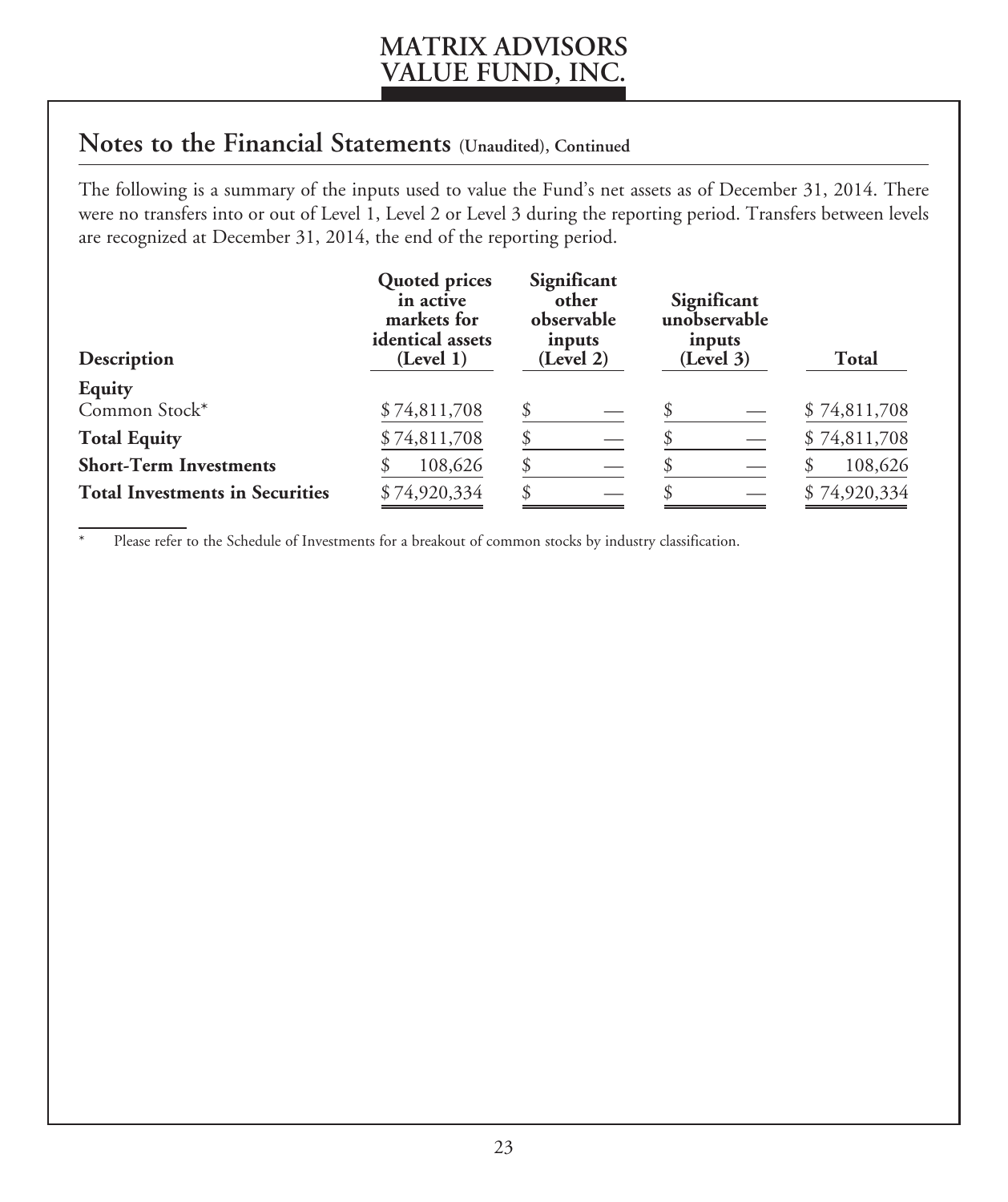## Notes to the Financial Statements (Unaudited), Continued

The following is a summary of the inputs used to value the Fund's net assets as of December 31, 2014. There were no transfers into or out of Level 1, Level 2 or Level 3 during the reporting period. Transfers between levels are recognized at December 31, 2014, the end of the reporting period.

| Description | Quoted prices in active markets for identical assets (Level 1) | Significant other observable inputs (Level 2) | Significant unobservable inputs (Level 3) | Total |
|---|---|---|---|---|
| **Equity** | | | | |
| Common Stock* | $74,811,708 | $ — | $ — | $74,811,708 |
| **Total Equity** | $74,811,708 | $ — | $ — | $74,811,708 |
| **Short-Term Investments** | $ 108,626 | $ — | $ — | $ 108,626 |
| **Total Investments in Securities** | $74,920,334 | $ — | $ — | $74,920,334 |

\* Please refer to the Schedule of Investments for a breakout of common stocks by industry classification.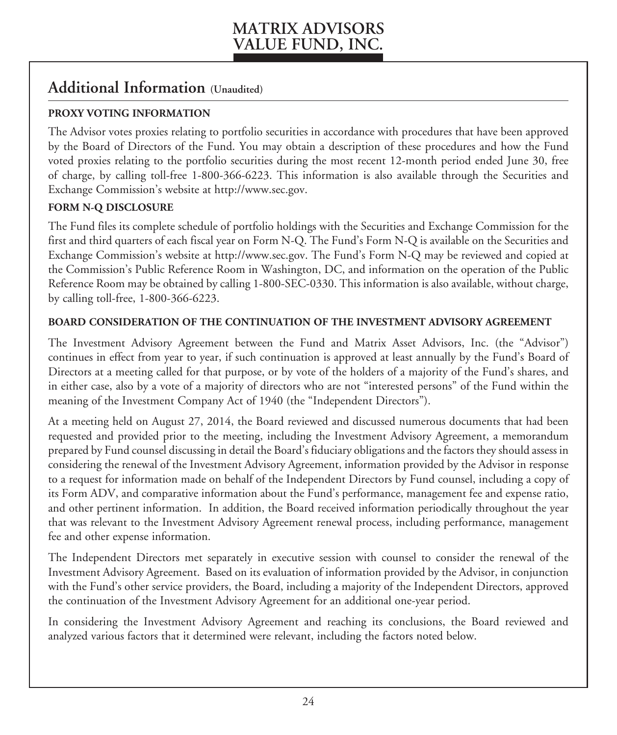## Additional Information (Unaudited)

**PROXY VOTING INFORMATION**

The Advisor votes proxies relating to portfolio securities in accordance with procedures that have been approved by the Board of Directors of the Fund. You may obtain a description of these procedures and how the Fund voted proxies relating to the portfolio securities during the most recent 12-month period ended June 30, free of charge, by calling toll-free 1-800-366-6223. This information is also available through the Securities and Exchange Commission's website at http://www.sec.gov.

**FORM N-Q DISCLOSURE**

The Fund files its complete schedule of portfolio holdings with the Securities and Exchange Commission for the first and third quarters of each fiscal year on Form N-Q. The Fund's Form N-Q is available on the Securities and Exchange Commission's website at http://www.sec.gov. The Fund's Form N-Q may be reviewed and copied at the Commission's Public Reference Room in Washington, DC, and information on the operation of the Public Reference Room may be obtained by calling 1-800-SEC-0330. This information is also available, without charge, by calling toll-free, 1-800-366-6223.

**BOARD CONSIDERATION OF THE CONTINUATION OF THE INVESTMENT ADVISORY AGREEMENT**

The Investment Advisory Agreement between the Fund and Matrix Asset Advisors, Inc. (the "Advisor") continues in effect from year to year, if such continuation is approved at least annually by the Fund's Board of Directors at a meeting called for that purpose, or by vote of the holders of a majority of the Fund's shares, and in either case, also by a vote of a majority of directors who are not "interested persons" of the Fund within the meaning of the Investment Company Act of 1940 (the "Independent Directors").

At a meeting held on August 27, 2014, the Board reviewed and discussed numerous documents that had been requested and provided prior to the meeting, including the Investment Advisory Agreement, a memorandum prepared by Fund counsel discussing in detail the Board's fiduciary obligations and the factors they should assess in considering the renewal of the Investment Advisory Agreement, information provided by the Advisor in response to a request for information made on behalf of the Independent Directors by Fund counsel, including a copy of its Form ADV, and comparative information about the Fund's performance, management fee and expense ratio, and other pertinent information. In addition, the Board received information periodically throughout the year that was relevant to the Investment Advisory Agreement renewal process, including performance, management fee and other expense information.

The Independent Directors met separately in executive session with counsel to consider the renewal of the Investment Advisory Agreement. Based on its evaluation of information provided by the Advisor, in conjunction with the Fund's other service providers, the Board, including a majority of the Independent Directors, approved the continuation of the Investment Advisory Agreement for an additional one-year period.

In considering the Investment Advisory Agreement and reaching its conclusions, the Board reviewed and analyzed various factors that it determined were relevant, including the factors noted below.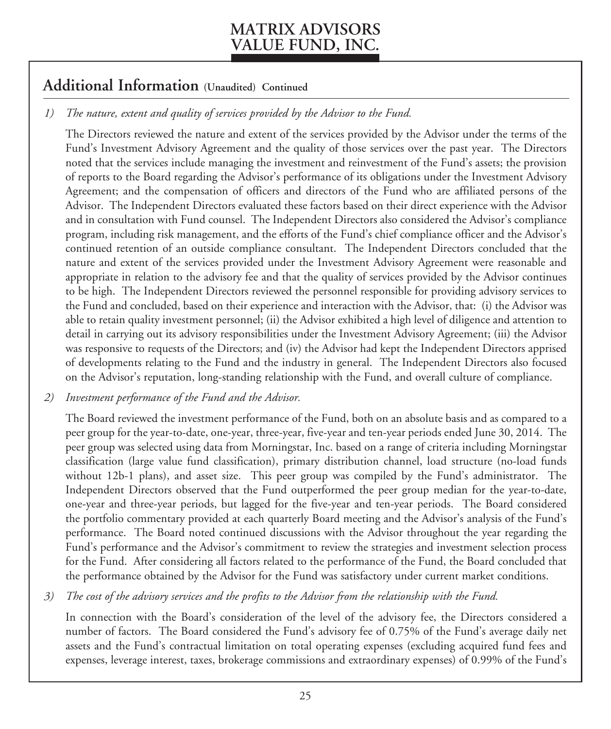## Additional Information (Unaudited) Continued

1) *The nature, extent and quality of services provided by the Advisor to the Fund.*

   The Directors reviewed the nature and extent of the services provided by the Advisor under the terms of the Fund's Investment Advisory Agreement and the quality of those services over the past year. The Directors noted that the services include managing the investment and reinvestment of the Fund's assets; the provision of reports to the Board regarding the Advisor's performance of its obligations under the Investment Advisory Agreement; and the compensation of officers and directors of the Fund who are affiliated persons of the Advisor. The Independent Directors evaluated these factors based on their direct experience with the Advisor and in consultation with Fund counsel. The Independent Directors also considered the Advisor's compliance program, including risk management, and the efforts of the Fund's chief compliance officer and the Advisor's continued retention of an outside compliance consultant. The Independent Directors concluded that the nature and extent of the services provided under the Investment Advisory Agreement were reasonable and appropriate in relation to the advisory fee and that the quality of services provided by the Advisor continues to be high. The Independent Directors reviewed the personnel responsible for providing advisory services to the Fund and concluded, based on their experience and interaction with the Advisor, that: (i) the Advisor was able to retain quality investment personnel; (ii) the Advisor exhibited a high level of diligence and attention to detail in carrying out its advisory responsibilities under the Investment Advisory Agreement; (iii) the Advisor was responsive to requests of the Directors; and (iv) the Advisor had kept the Independent Directors apprised of developments relating to the Fund and the industry in general. The Independent Directors also focused on the Advisor's reputation, long-standing relationship with the Fund, and overall culture of compliance.

2) *Investment performance of the Fund and the Advisor.*

   The Board reviewed the investment performance of the Fund, both on an absolute basis and as compared to a peer group for the year-to-date, one-year, three-year, five-year and ten-year periods ended June 30, 2014. The peer group was selected using data from Morningstar, Inc. based on a range of criteria including Morningstar classification (large value fund classification), primary distribution channel, load structure (no-load funds without 12b-1 plans), and asset size. This peer group was compiled by the Fund's administrator. The Independent Directors observed that the Fund outperformed the peer group median for the year-to-date, one-year and three-year periods, but lagged for the five-year and ten-year periods. The Board considered the portfolio commentary provided at each quarterly Board meeting and the Advisor's analysis of the Fund's performance. The Board noted continued discussions with the Advisor throughout the year regarding the Fund's performance and the Advisor's commitment to review the strategies and investment selection process for the Fund. After considering all factors related to the performance of the Fund, the Board concluded that the performance obtained by the Advisor for the Fund was satisfactory under current market conditions.

3) *The cost of the advisory services and the profits to the Advisor from the relationship with the Fund.*

   In connection with the Board's consideration of the level of the advisory fee, the Directors considered a number of factors. The Board considered the Fund's advisory fee of 0.75% of the Fund's average daily net assets and the Fund's contractual limitation on total operating expenses (excluding acquired fund fees and expenses, leverage interest, taxes, brokerage commissions and extraordinary expenses) of 0.99% of the Fund's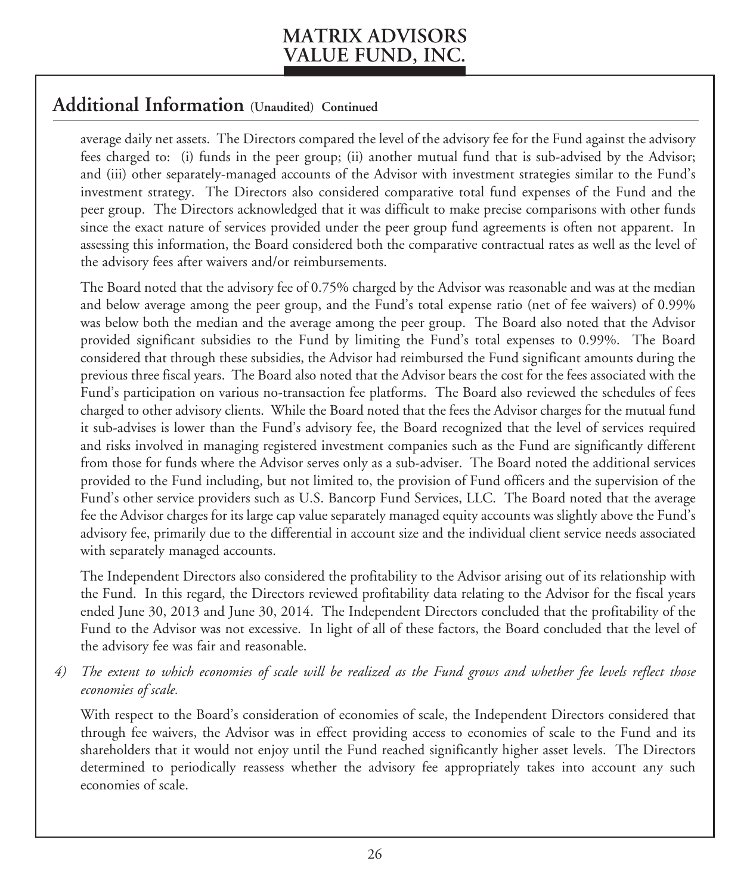## Additional Information (Unaudited) Continued

average daily net assets. The Directors compared the level of the advisory fee for the Fund against the advisory fees charged to: (i) funds in the peer group; (ii) another mutual fund that is sub-advised by the Advisor; and (iii) other separately-managed accounts of the Advisor with investment strategies similar to the Fund's investment strategy. The Directors also considered comparative total fund expenses of the Fund and the peer group. The Directors acknowledged that it was difficult to make precise comparisons with other funds since the exact nature of services provided under the peer group fund agreements is often not apparent. In assessing this information, the Board considered both the comparative contractual rates as well as the level of the advisory fees after waivers and/or reimbursements.

The Board noted that the advisory fee of 0.75% charged by the Advisor was reasonable and was at the median and below average among the peer group, and the Fund's total expense ratio (net of fee waivers) of 0.99% was below both the median and the average among the peer group. The Board also noted that the Advisor provided significant subsidies to the Fund by limiting the Fund's total expenses to 0.99%. The Board considered that through these subsidies, the Advisor had reimbursed the Fund significant amounts during the previous three fiscal years. The Board also noted that the Advisor bears the cost for the fees associated with the Fund's participation on various no-transaction fee platforms. The Board also reviewed the schedules of fees charged to other advisory clients. While the Board noted that the fees the Advisor charges for the mutual fund it sub-advises is lower than the Fund's advisory fee, the Board recognized that the level of services required and risks involved in managing registered investment companies such as the Fund are significantly different from those for funds where the Advisor serves only as a sub-adviser. The Board noted the additional services provided to the Fund including, but not limited to, the provision of Fund officers and the supervision of the Fund's other service providers such as U.S. Bancorp Fund Services, LLC. The Board noted that the average fee the Advisor charges for its large cap value separately managed equity accounts was slightly above the Fund's advisory fee, primarily due to the differential in account size and the individual client service needs associated with separately managed accounts.

The Independent Directors also considered the profitability to the Advisor arising out of its relationship with the Fund. In this regard, the Directors reviewed profitability data relating to the Advisor for the fiscal years ended June 30, 2013 and June 30, 2014. The Independent Directors concluded that the profitability of the Fund to the Advisor was not excessive. In light of all of these factors, the Board concluded that the level of the advisory fee was fair and reasonable.

4) *The extent to which economies of scale will be realized as the Fund grows and whether fee levels reflect those economies of scale.*

With respect to the Board's consideration of economies of scale, the Independent Directors considered that through fee waivers, the Advisor was in effect providing access to economies of scale to the Fund and its shareholders that it would not enjoy until the Fund reached significantly higher asset levels. The Directors determined to periodically reassess whether the advisory fee appropriately takes into account any such economies of scale.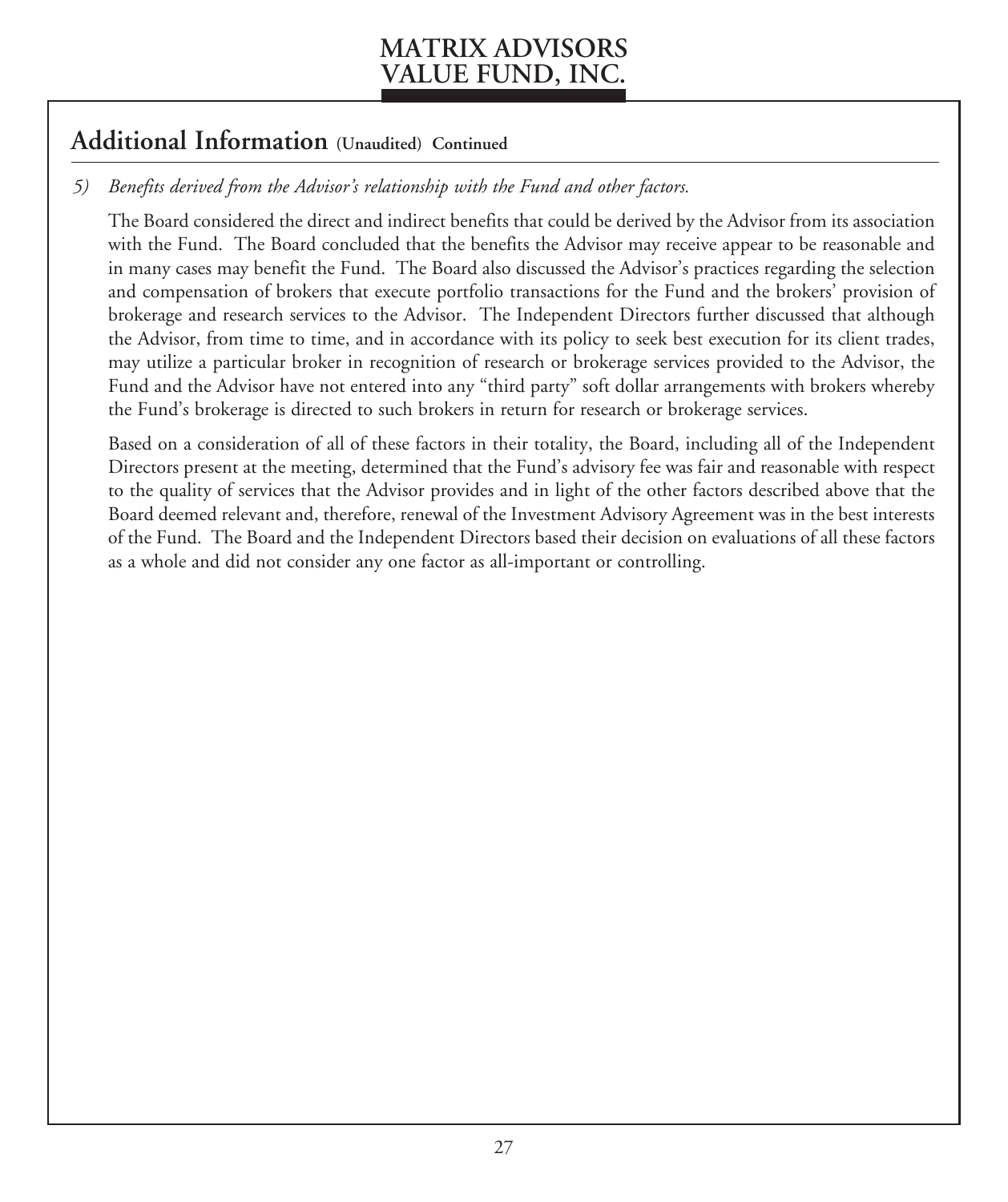## Additional Information (Unaudited) Continued

*5) Benefits derived from the Advisor's relationship with the Fund and other factors.*

The Board considered the direct and indirect benefits that could be derived by the Advisor from its association with the Fund. The Board concluded that the benefits the Advisor may receive appear to be reasonable and in many cases may benefit the Fund. The Board also discussed the Advisor's practices regarding the selection and compensation of brokers that execute portfolio transactions for the Fund and the brokers' provision of brokerage and research services to the Advisor. The Independent Directors further discussed that although the Advisor, from time to time, and in accordance with its policy to seek best execution for its client trades, may utilize a particular broker in recognition of research or brokerage services provided to the Advisor, the Fund and the Advisor have not entered into any "third party" soft dollar arrangements with brokers whereby the Fund's brokerage is directed to such brokers in return for research or brokerage services.

Based on a consideration of all of these factors in their totality, the Board, including all of the Independent Directors present at the meeting, determined that the Fund's advisory fee was fair and reasonable with respect to the quality of services that the Advisor provides and in light of the other factors described above that the Board deemed relevant and, therefore, renewal of the Investment Advisory Agreement was in the best interests of the Fund. The Board and the Independent Directors based their decision on evaluations of all these factors as a whole and did not consider any one factor as all-important or controlling.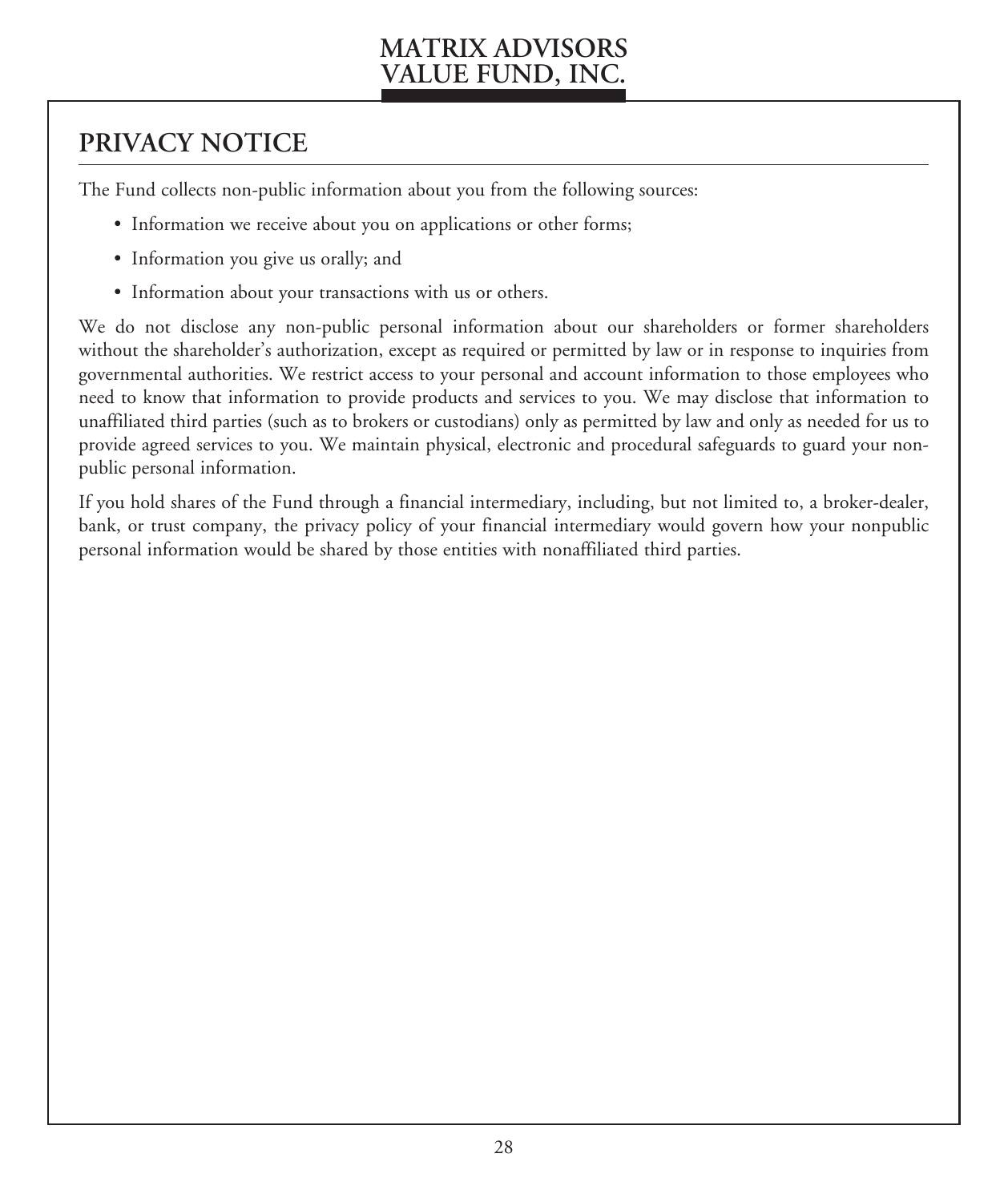## PRIVACY NOTICE

The Fund collects non-public information about you from the following sources:

- Information we receive about you on applications or other forms;
- Information you give us orally; and
- Information about your transactions with us or others.

We do not disclose any non-public personal information about our shareholders or former shareholders without the shareholder's authorization, except as required or permitted by law or in response to inquiries from governmental authorities. We restrict access to your personal and account information to those employees who need to know that information to provide products and services to you. We may disclose that information to unaffiliated third parties (such as to brokers or custodians) only as permitted by law and only as needed for us to provide agreed services to you. We maintain physical, electronic and procedural safeguards to guard your non-public personal information.

If you hold shares of the Fund through a financial intermediary, including, but not limited to, a broker-dealer, bank, or trust company, the privacy policy of your financial intermediary would govern how your nonpublic personal information would be shared by those entities with nonaffiliated third parties.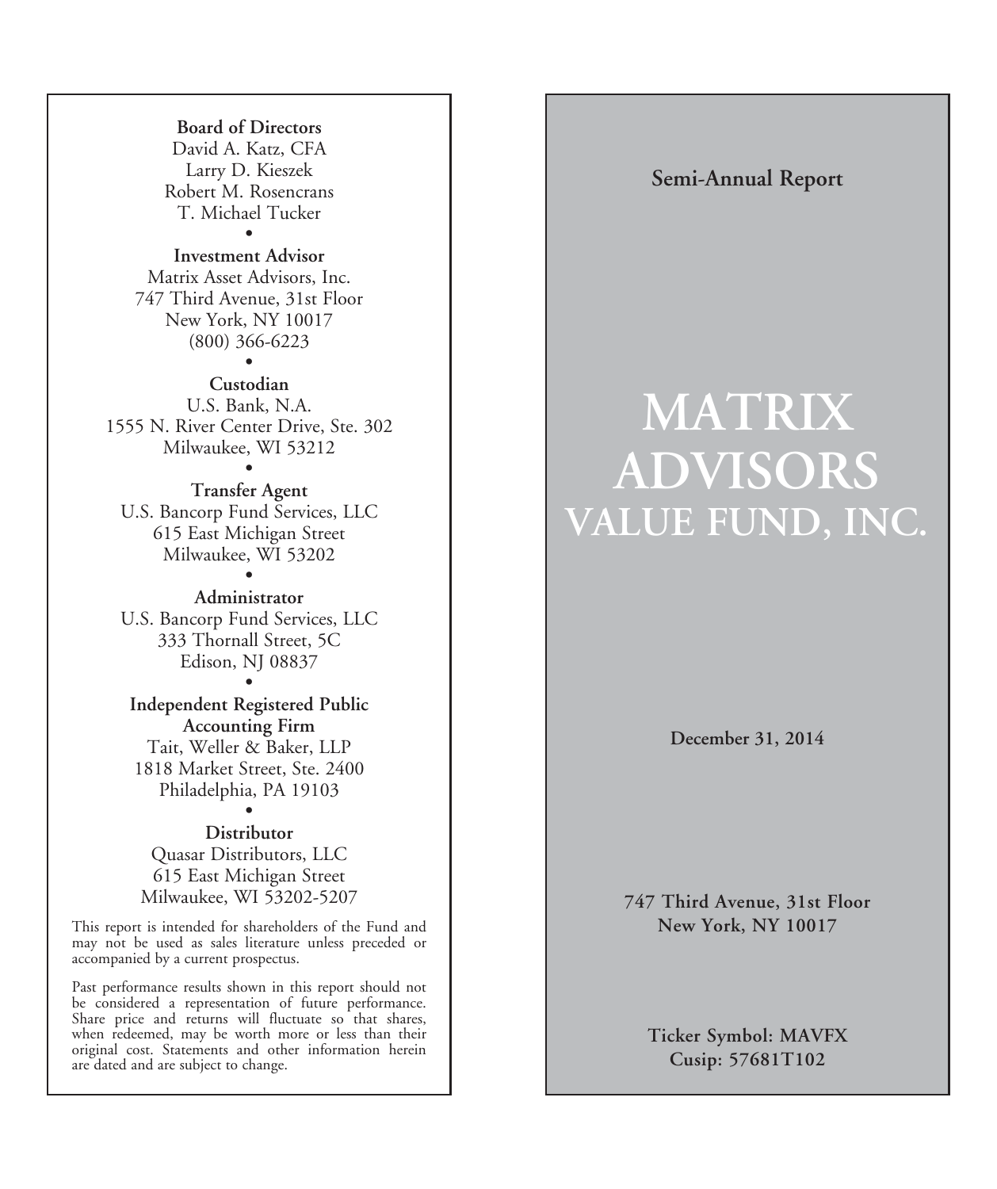**Board of Directors**
David A. Katz, CFA
Larry D. Kieszek
Robert M. Rosencrans
T. Michael Tucker

•

**Investment Advisor**
Matrix Asset Advisors, Inc.
747 Third Avenue, 31st Floor
New York, NY 10017
(800) 366-6223

•

**Custodian**
U.S. Bank, N.A.
1555 N. River Center Drive, Ste. 302
Milwaukee, WI 53212

•

**Transfer Agent**
U.S. Bancorp Fund Services, LLC
615 East Michigan Street
Milwaukee, WI 53202

•

**Administrator**
U.S. Bancorp Fund Services, LLC
333 Thornall Street, 5C
Edison, NJ 08837

•

**Independent Registered Public Accounting Firm**
Tait, Weller & Baker, LLP
1818 Market Street, Ste. 2400
Philadelphia, PA 19103

•

**Distributor**
Quasar Distributors, LLC
615 East Michigan Street
Milwaukee, WI 53202-5207

This report is intended for shareholders of the Fund and may not be used as sales literature unless preceded or accompanied by a current prospectus.

Past performance results shown in this report should not be considered a representation of future performance. Share price and returns will fluctuate so that shares, when redeemed, may be worth more or less than their original cost. Statements and other information herein are dated and are subject to change.

**Semi-Annual Report**

# MATRIX ADVISORS VALUE FUND, INC.

**December 31, 2014**

**747 Third Avenue, 31st Floor**
**New York, NY 10017**

**Ticker Symbol: MAVFX**
**Cusip: 57681T102**